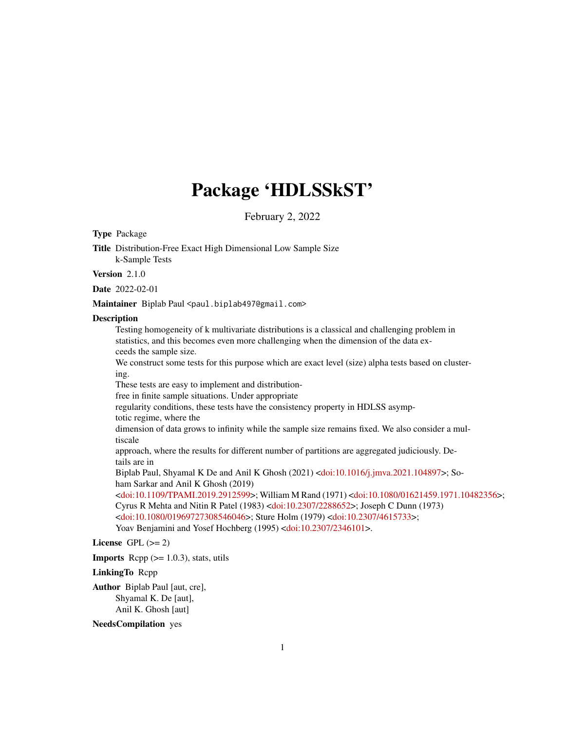# Package 'HDLSSkST'

February 2, 2022

**Type** Package

**Title** Distribution-Free Exact High Dimensional Low Sample Size k-Sample Tests

**Version** 2.1.0

**Date** 2022-02-01

**Maintainer** Biplab Paul <paul.biplab497@gmail.com>

**Description**

Testing homogeneity of k multivariate distributions is a classical and challenging problem in statistics, and this becomes even more challenging when the dimension of the data exceeds the sample size.
We construct some tests for this purpose which are exact level (size) alpha tests based on clustering.
These tests are easy to implement and distribution-free in finite sample situations. Under appropriate regularity conditions, these tests have the consistency property in HDLSS asymptotic regime, where the dimension of data grows to infinity while the sample size remains fixed. We also consider a multiscale approach, where the results for different number of partitions are aggregated judiciously. Details are in
Biplab Paul, Shyamal K De and Anil K Ghosh (2021) <doi:10.1016/j.jmva.2021.104897>; Soham Sarkar and Anil K Ghosh (2019) <doi:10.1109/TPAMI.2019.2912599>; William M Rand (1971) <doi:10.1080/01621459.1971.10482356>; Cyrus R Mehta and Nitin R Patel (1983) <doi:10.2307/2288652>; Joseph C Dunn (1973) <doi:10.1080/01969727308546046>; Sture Holm (1979) <doi:10.2307/4615733>; Yoav Benjamini and Yosef Hochberg (1995) <doi:10.2307/2346101>.

**License** GPL (>= 2)

**Imports** Rcpp (>= 1.0.3), stats, utils

**LinkingTo** Rcpp

**Author** Biplab Paul [aut, cre],
Shyamal K. De [aut],
Anil K. Ghosh [aut]

**NeedsCompilation** yes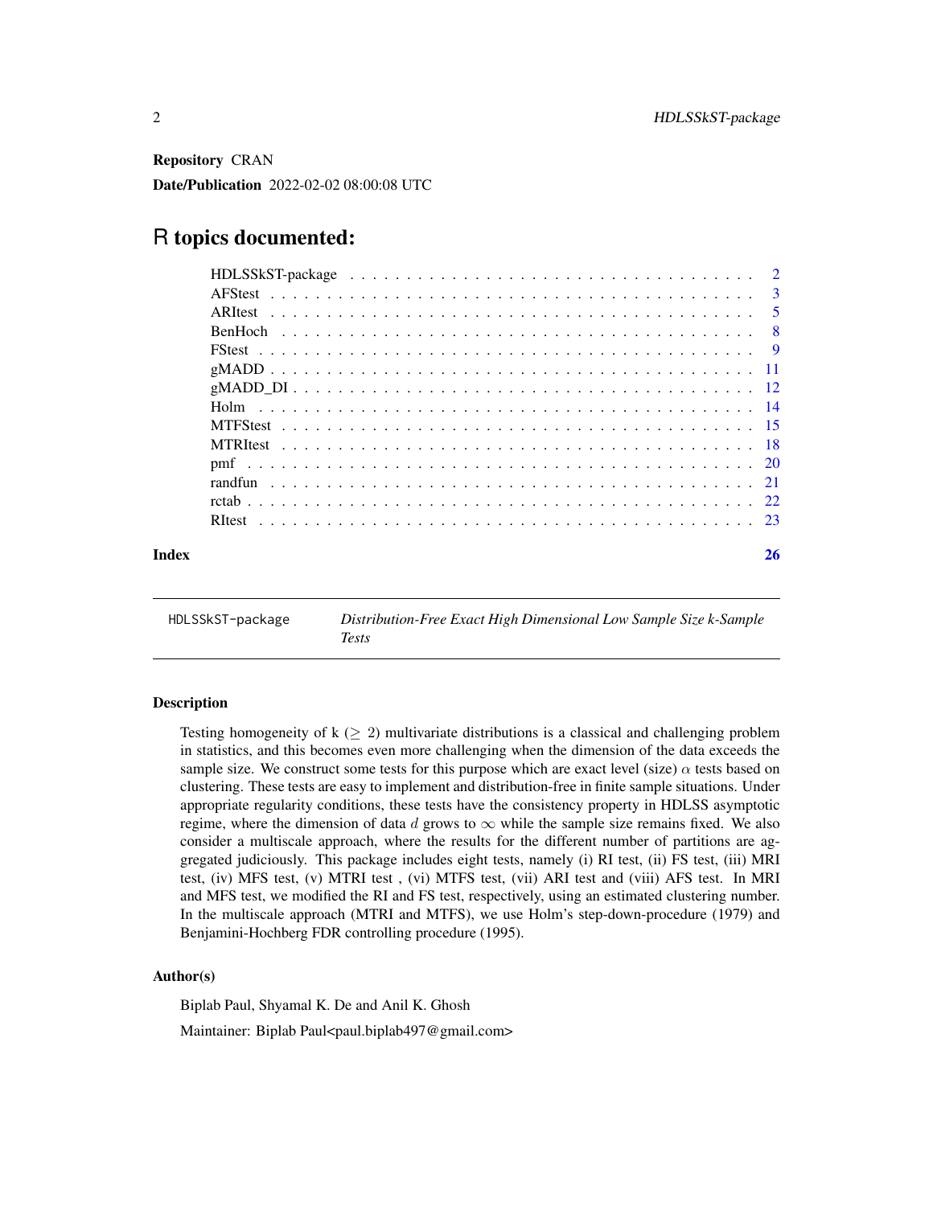**Repository** CRAN

**Date/Publication** 2022-02-02 08:00:08 UTC

# R topics documented:

| | |
|---|---|
| HDLSSkST-package | 2 |
| AFStest | 3 |
| ARItest | 5 |
| BenHoch | 8 |
| FStest | 9 |
| gMADD | 11 |
| gMADD_DI | 12 |
| Holm | 14 |
| MTFStest | 15 |
| MTRItest | 18 |
| pmf | 20 |
| randfun | 21 |
| rctab | 22 |
| RItest | 23 |
| **Index** | **26** |

---

HDLSSkST-package &nbsp;&nbsp; *Distribution-Free Exact High Dimensional Low Sample Size k-Sample Tests*

---

### Description

Testing homogeneity of k ($\geq$ 2) multivariate distributions is a classical and challenging problem in statistics, and this becomes even more challenging when the dimension of the data exceeds the sample size. We construct some tests for this purpose which are exact level (size) $\alpha$ tests based on clustering. These tests are easy to implement and distribution-free in finite sample situations. Under appropriate regularity conditions, these tests have the consistency property in HDLSS asymptotic regime, where the dimension of data $d$ grows to $\infty$ while the sample size remains fixed. We also consider a multiscale approach, where the results for the different number of partitions are aggregated judiciously. This package includes eight tests, namely (i) RI test, (ii) FS test, (iii) MRI test, (iv) MFS test, (v) MTRI test , (vi) MTFS test, (vii) ARI test and (viii) AFS test. In MRI and MFS test, we modified the RI and FS test, respectively, using an estimated clustering number. In the multiscale approach (MTRI and MTFS), we use Holm's step-down-procedure (1979) and Benjamini-Hochberg FDR controlling procedure (1995).

### Author(s)

Biplab Paul, Shyamal K. De and Anil K. Ghosh

Maintainer: Biplab Paul<paul.biplab497@gmail.com>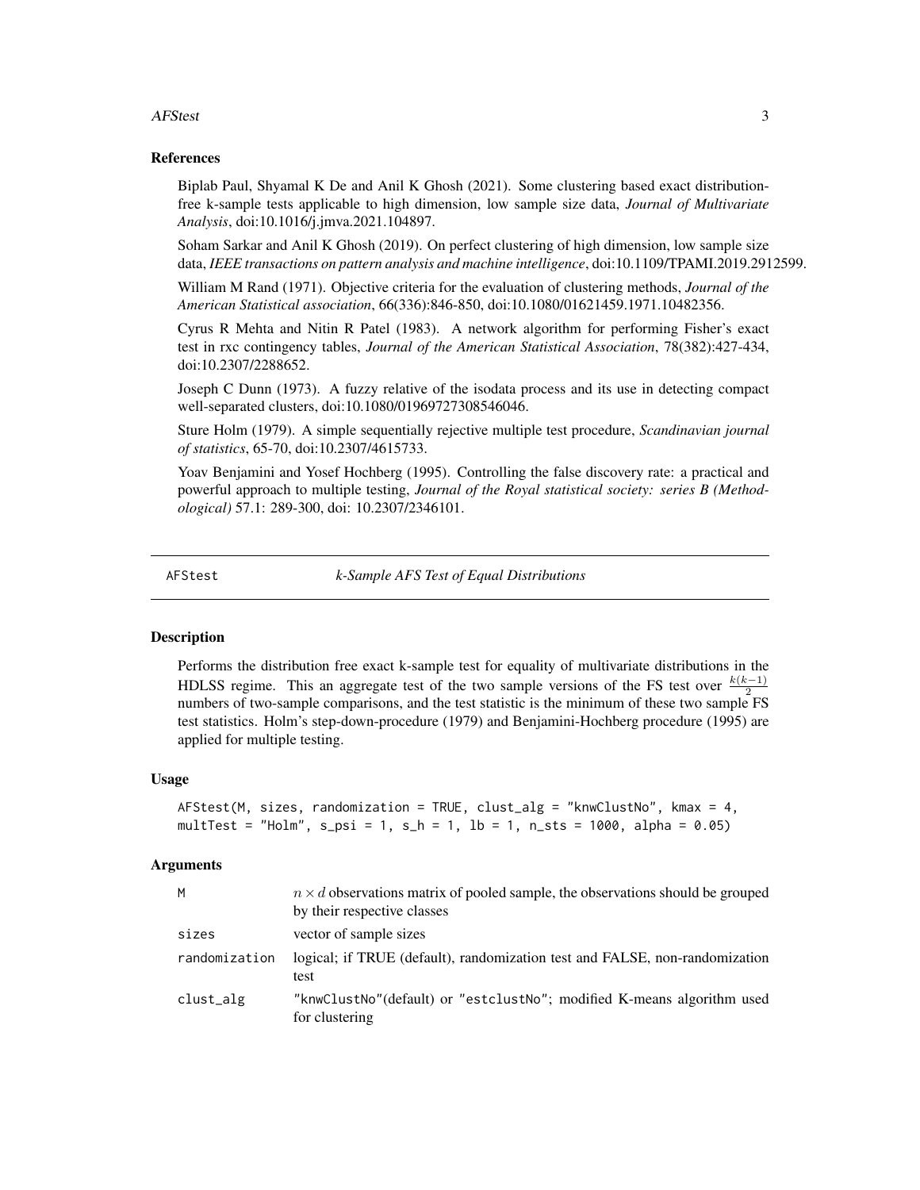### References

Biplab Paul, Shyamal K De and Anil K Ghosh (2021). Some clustering based exact distribution-free k-sample tests applicable to high dimension, low sample size data, *Journal of Multivariate Analysis*, doi:10.1016/j.jmva.2021.104897.

Soham Sarkar and Anil K Ghosh (2019). On perfect clustering of high dimension, low sample size data, *IEEE transactions on pattern analysis and machine intelligence*, doi:10.1109/TPAMI.2019.2912599.

William M Rand (1971). Objective criteria for the evaluation of clustering methods, *Journal of the American Statistical association*, 66(336):846-850, doi:10.1080/01621459.1971.10482356.

Cyrus R Mehta and Nitin R Patel (1983). A network algorithm for performing Fisher's exact test in rxc contingency tables, *Journal of the American Statistical Association*, 78(382):427-434, doi:10.2307/2288652.

Joseph C Dunn (1973). A fuzzy relative of the isodata process and its use in detecting compact well-separated clusters, doi:10.1080/01969727308546046.

Sture Holm (1979). A simple sequentially rejective multiple test procedure, *Scandinavian journal of statistics*, 65-70, doi:10.2307/4615733.

Yoav Benjamini and Yosef Hochberg (1995). Controlling the false discovery rate: a practical and powerful approach to multiple testing, *Journal of the Royal statistical society: series B (Methodological)* 57.1: 289-300, doi: 10.2307/2346101.

---

## AFStest — *k-Sample AFS Test of Equal Distributions*

### Description

Performs the distribution free exact k-sample test for equality of multivariate distributions in the HDLSS regime. This an aggregate test of the two sample versions of the FS test over $\frac{k(k-1)}{2}$ numbers of two-sample comparisons, and the test statistic is the minimum of these two sample FS test statistics. Holm's step-down-procedure (1979) and Benjamini-Hochberg procedure (1995) are applied for multiple testing.

### Usage

```
AFStest(M, sizes, randomization = TRUE, clust_alg = "knwClustNo", kmax = 4,
multTest = "Holm", s_psi = 1, s_h = 1, lb = 1, n_sts = 1000, alpha = 0.05)
```

### Arguments

| | |
|---|---|
| M | $n \times d$ observations matrix of pooled sample, the observations should be grouped by their respective classes |
| sizes | vector of sample sizes |
| randomization | logical; if TRUE (default), randomization test and FALSE, non-randomization test |
| clust_alg | "knwClustNo"(default) or "estclustNo"; modified K-means algorithm used for clustering |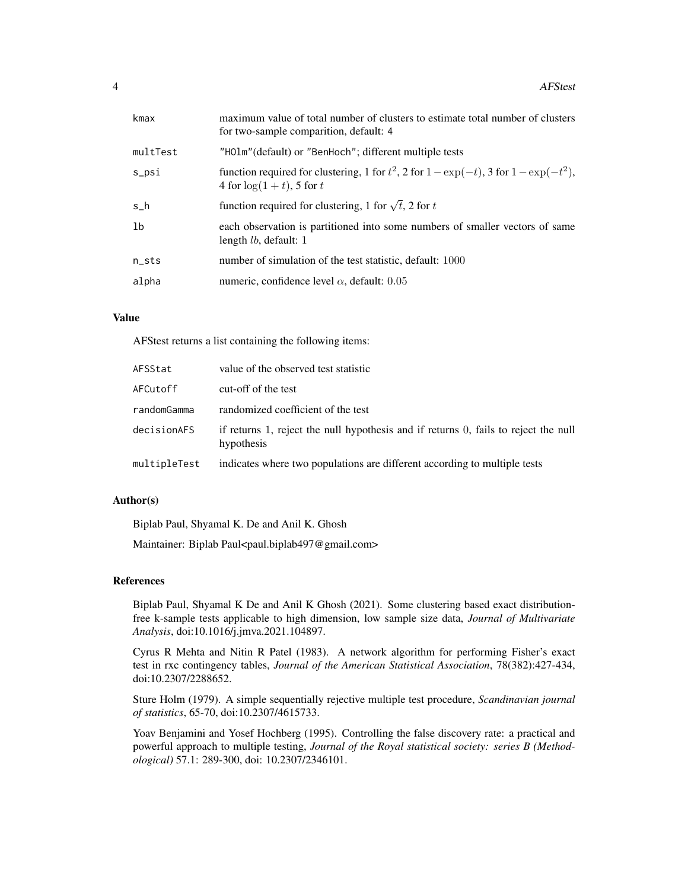| | |
|---|---|
| kmax | maximum value of total number of clusters to estimate total number of clusters for two-sample comparition, default: 4 |
| multTest | "HOlm"(default) or "BenHoch"; different multiple tests |
| s_psi | function required for clustering, 1 for $t^2$, 2 for $1 - \exp(-t)$, 3 for $1 - \exp(-t^2)$, 4 for $\log(1 + t)$, 5 for $t$ |
| s_h | function required for clustering, 1 for $\sqrt{t}$, 2 for $t$ |
| lb | each observation is partitioned into some numbers of smaller vectors of same length $lb$, default: 1 |
| n_sts | number of simulation of the test statistic, default: 1000 |
| alpha | numeric, confidence level $\alpha$, default: 0.05 |

## Value

AFStest returns a list containing the following items:

| | |
|---|---|
| AFSStat | value of the observed test statistic |
| AFCutoff | cut-off of the test |
| randomGamma | randomized coefficient of the test |
| decisionAFS | if returns 1, reject the null hypothesis and if returns 0, fails to reject the null hypothesis |
| multipleTest | indicates where two populations are different according to multiple tests |

## Author(s)

Biplab Paul, Shyamal K. De and Anil K. Ghosh

Maintainer: Biplab Paul<paul.biplab497@gmail.com>

## References

Biplab Paul, Shyamal K De and Anil K Ghosh (2021). Some clustering based exact distribution-free k-sample tests applicable to high dimension, low sample size data, *Journal of Multivariate Analysis*, doi:10.1016/j.jmva.2021.104897.

Cyrus R Mehta and Nitin R Patel (1983). A network algorithm for performing Fisher's exact test in rxc contingency tables, *Journal of the American Statistical Association*, 78(382):427-434, doi:10.2307/2288652.

Sture Holm (1979). A simple sequentially rejective multiple test procedure, *Scandinavian journal of statistics*, 65-70, doi:10.2307/4615733.

Yoav Benjamini and Yosef Hochberg (1995). Controlling the false discovery rate: a practical and powerful approach to multiple testing, *Journal of the Royal statistical society: series B (Methodological)* 57.1: 289-300, doi: 10.2307/2346101.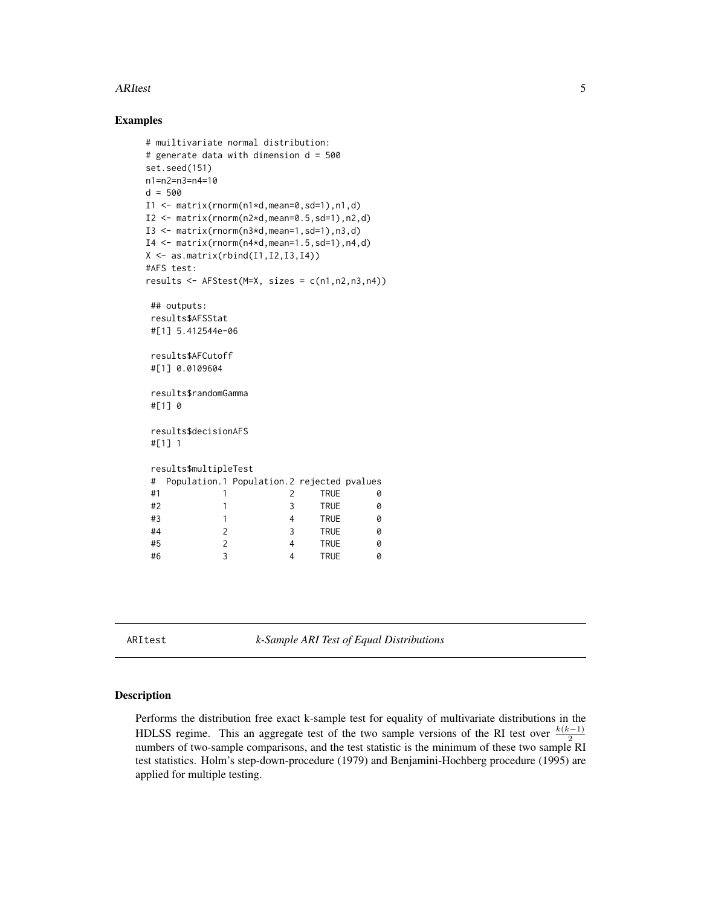## Examples

```
# muiltivariate normal distribution:
# generate data with dimension d = 500
set.seed(151)
n1=n2=n3=n4=10
d = 500
I1 <- matrix(rnorm(n1*d,mean=0,sd=1),n1,d)
I2 <- matrix(rnorm(n2*d,mean=0.5,sd=1),n2,d)
I3 <- matrix(rnorm(n3*d,mean=1,sd=1),n3,d)
I4 <- matrix(rnorm(n4*d,mean=1.5,sd=1),n4,d)
X <- as.matrix(rbind(I1,I2,I3,I4))
#AFS test:
results <- AFStest(M=X, sizes = c(n1,n2,n3,n4))

 ## outputs:
 results$AFSStat
 #[1] 5.412544e-06

 results$AFCutoff
 #[1] 0.0109604

 results$randomGamma
 #[1] 0

 results$decisionAFS
 #[1] 1

 results$multipleTest
 #  Population.1 Population.2 rejected pvalues
 #1            1            2     TRUE       0
 #2            1            3     TRUE       0
 #3            1            4     TRUE       0
 #4            2            3     TRUE       0
 #5            2            4     TRUE       0
 #6            3            4     TRUE       0
```

---

ARItest *k-Sample ARI Test of Equal Distributions*

---

## Description

Performs the distribution free exact k-sample test for equality of multivariate distributions in the HDLSS regime. This an aggregate test of the two sample versions of the RI test over $\frac{k(k-1)}{2}$ numbers of two-sample comparisons, and the test statistic is the minimum of these two sample RI test statistics. Holm's step-down-procedure (1979) and Benjamini-Hochberg procedure (1995) are applied for multiple testing.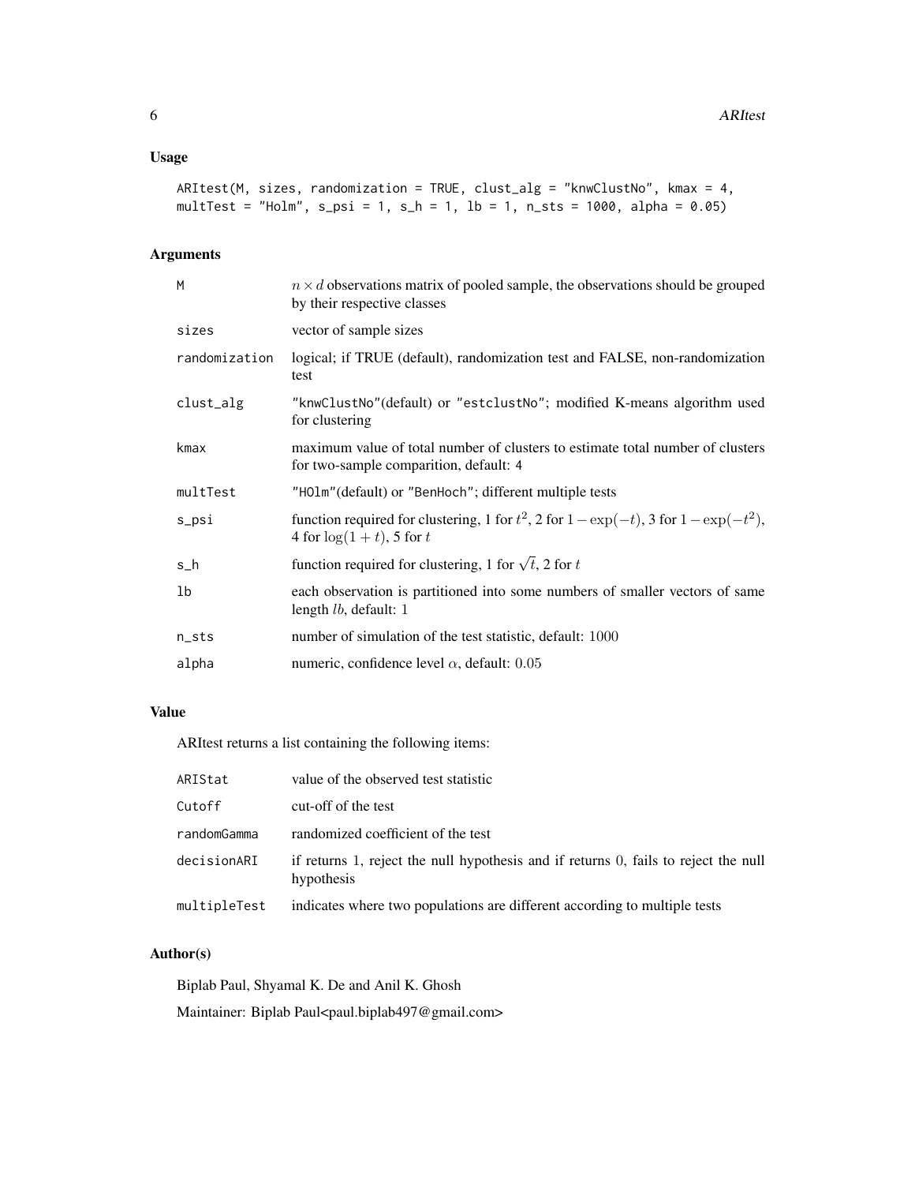## Usage

```
ARItest(M, sizes, randomization = TRUE, clust_alg = "knwClustNo", kmax = 4,
multTest = "Holm", s_psi = 1, s_h = 1, lb = 1, n_sts = 1000, alpha = 0.05)
```

## Arguments

| | |
|---|---|
| M | $n \times d$ observations matrix of pooled sample, the observations should be grouped by their respective classes |
| sizes | vector of sample sizes |
| randomization | logical; if TRUE (default), randomization test and FALSE, non-randomization test |
| clust_alg | "knwClustNo"(default) or "estclustNo"; modified K-means algorithm used for clustering |
| kmax | maximum value of total number of clusters to estimate total number of clusters for two-sample comparition, default: 4 |
| multTest | "HOlm"(default) or "BenHoch"; different multiple tests |
| s_psi | function required for clustering, 1 for $t^2$, 2 for $1-\exp(-t)$, 3 for $1-\exp(-t^2)$, 4 for $\log(1+t)$, 5 for $t$ |
| s_h | function required for clustering, 1 for $\sqrt{t}$, 2 for $t$ |
| lb | each observation is partitioned into some numbers of smaller vectors of same length $lb$, default: 1 |
| n_sts | number of simulation of the test statistic, default: $1000$ |
| alpha | numeric, confidence level $\alpha$, default: $0.05$ |

## Value

ARItest returns a list containing the following items:

| | |
|---|---|
| ARIStat | value of the observed test statistic |
| Cutoff | cut-off of the test |
| randomGamma | randomized coefficient of the test |
| decisionARI | if returns 1, reject the null hypothesis and if returns 0, fails to reject the null hypothesis |
| multipleTest | indicates where two populations are different according to multiple tests |

## Author(s)

Biplab Paul, Shyamal K. De and Anil K. Ghosh

Maintainer: Biplab Paul<paul.biplab497@gmail.com>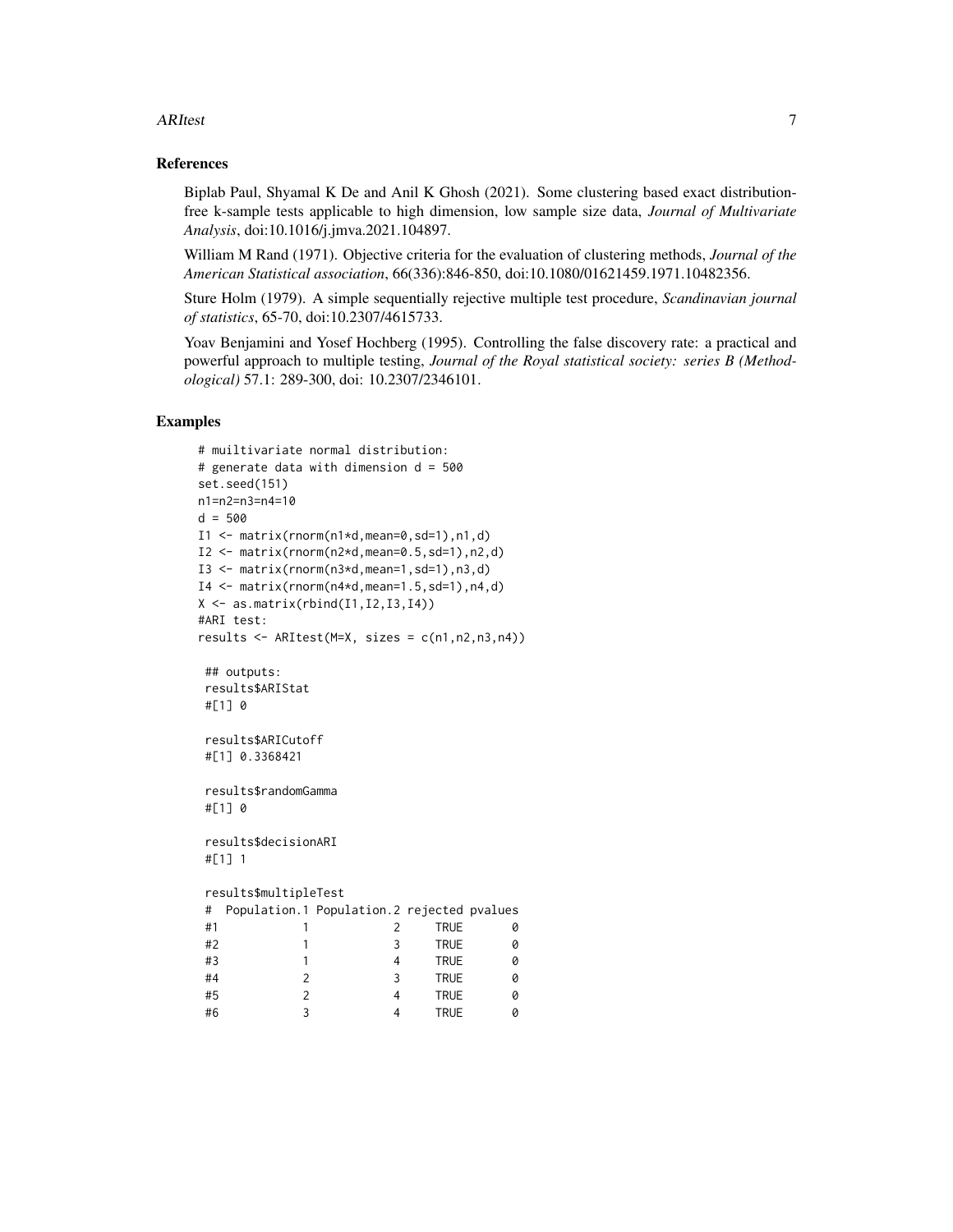### References

Biplab Paul, Shyamal K De and Anil K Ghosh (2021). Some clustering based exact distribution-free k-sample tests applicable to high dimension, low sample size data, *Journal of Multivariate Analysis*, doi:10.1016/j.jmva.2021.104897.

William M Rand (1971). Objective criteria for the evaluation of clustering methods, *Journal of the American Statistical association*, 66(336):846-850, doi:10.1080/01621459.1971.10482356.

Sture Holm (1979). A simple sequentially rejective multiple test procedure, *Scandinavian journal of statistics*, 65-70, doi:10.2307/4615733.

Yoav Benjamini and Yosef Hochberg (1995). Controlling the false discovery rate: a practical and powerful approach to multiple testing, *Journal of the Royal statistical society: series B (Methodological)* 57.1: 289-300, doi: 10.2307/2346101.

### Examples

```
# muiltivariate normal distribution:
# generate data with dimension d = 500
set.seed(151)
n1=n2=n3=n4=10
d = 500
I1 <- matrix(rnorm(n1*d,mean=0,sd=1),n1,d)
I2 <- matrix(rnorm(n2*d,mean=0.5,sd=1),n2,d)
I3 <- matrix(rnorm(n3*d,mean=1,sd=1),n3,d)
I4 <- matrix(rnorm(n4*d,mean=1.5,sd=1),n4,d)
X <- as.matrix(rbind(I1,I2,I3,I4))
#ARI test:
results <- ARItest(M=X, sizes = c(n1,n2,n3,n4))

 ## outputs:
 results$ARIStat
 #[1] 0

 results$ARICutoff
 #[1] 0.3368421

 results$randomGamma
 #[1] 0

 results$decisionARI
 #[1] 1

 results$multipleTest
 #  Population.1 Population.2 rejected pvalues
 #1            1            2     TRUE       0
 #2            1            3     TRUE       0
 #3            1            4     TRUE       0
 #4            2            3     TRUE       0
 #5            2            4     TRUE       0
 #6            3            4     TRUE       0
```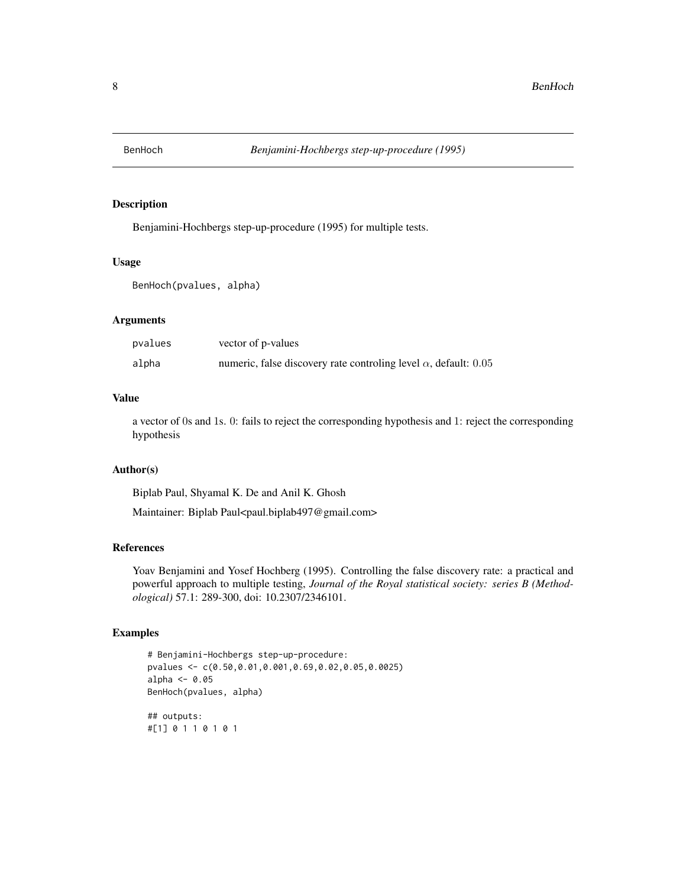BenHoch *Benjamini-Hochbergs step-up-procedure (1995)*

## Description

Benjamini-Hochbergs step-up-procedure (1995) for multiple tests.

## Usage

```
BenHoch(pvalues, alpha)
```

## Arguments

| | |
|---|---|
| pvalues | vector of p-values |
| alpha | numeric, false discovery rate controling level $\alpha$, default: $0.05$ |

## Value

a vector of 0s and 1s. 0: fails to reject the corresponding hypothesis and 1: reject the corresponding hypothesis

## Author(s)

Biplab Paul, Shyamal K. De and Anil K. Ghosh

Maintainer: Biplab Paul<paul.biplab497@gmail.com>

## References

Yoav Benjamini and Yosef Hochberg (1995). Controlling the false discovery rate: a practical and powerful approach to multiple testing, *Journal of the Royal statistical society: series B (Methodological)* 57.1: 289-300, doi: 10.2307/2346101.

## Examples

```
# Benjamini-Hochbergs step-up-procedure:
pvalues <- c(0.50,0.01,0.001,0.69,0.02,0.05,0.0025)
alpha <- 0.05
BenHoch(pvalues, alpha)

## outputs:
#[1] 0 1 1 0 1 0 1
```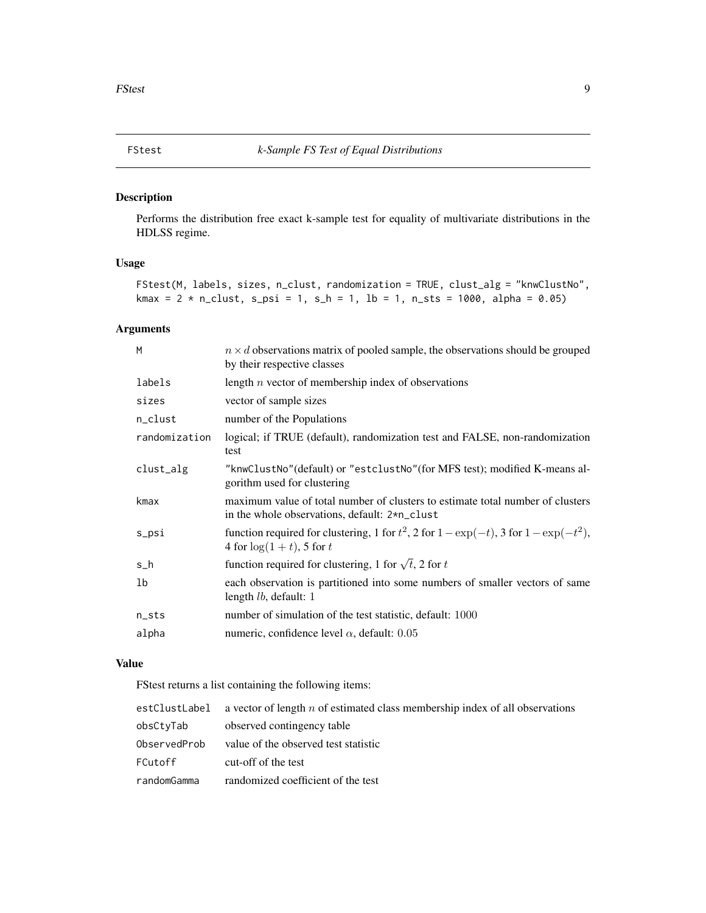# FStest — *k-Sample FS Test of Equal Distributions*

## Description

Performs the distribution free exact k-sample test for equality of multivariate distributions in the HDLSS regime.

## Usage

```
FStest(M, labels, sizes, n_clust, randomization = TRUE, clust_alg = "knwClustNo",
kmax = 2 * n_clust, s_psi = 1, s_h = 1, lb = 1, n_sts = 1000, alpha = 0.05)
```

## Arguments

| | |
|---|---|
| `M` | $n \times d$ observations matrix of pooled sample, the observations should be grouped by their respective classes |
| `labels` | length $n$ vector of membership index of observations |
| `sizes` | vector of sample sizes |
| `n_clust` | number of the Populations |
| `randomization` | logical; if TRUE (default), randomization test and FALSE, non-randomization test |
| `clust_alg` | "knwClustNo"(default) or "estclustNo"(for MFS test); modified K-means algorithm used for clustering |
| `kmax` | maximum value of total number of clusters to estimate total number of clusters in the whole observations, default: `2*n_clust` |
| `s_psi` | function required for clustering, 1 for $t^2$, 2 for $1-\exp(-t)$, 3 for $1-\exp(-t^2)$, 4 for $\log(1+t)$, 5 for $t$ |
| `s_h` | function required for clustering, 1 for $\sqrt{t}$, 2 for $t$ |
| `lb` | each observation is partitioned into some numbers of smaller vectors of same length $lb$, default: $1$ |
| `n_sts` | number of simulation of the test statistic, default: $1000$ |
| `alpha` | numeric, confidence level $\alpha$, default: $0.05$ |

## Value

FStest returns a list containing the following items:

| | |
|---|---|
| `estClustLabel` | a vector of length $n$ of estimated class membership index of all observations |
| `obsCtyTab` | observed contingency table |
| `ObservedProb` | value of the observed test statistic |
| `FCutoff` | cut-off of the test |
| `randomGamma` | randomized coefficient of the test |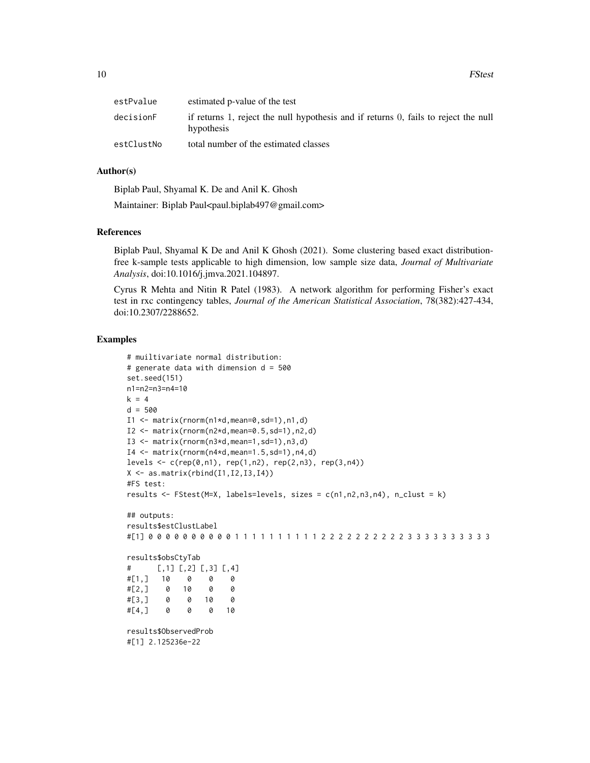| | |
|---|---|
| estPvalue | estimated p-value of the test |
| decisionF | if returns 1, reject the null hypothesis and if returns 0, fails to reject the null hypothesis |
| estClustNo | total number of the estimated classes |

## Author(s)

Biplab Paul, Shyamal K. De and Anil K. Ghosh

Maintainer: Biplab Paul<paul.biplab497@gmail.com>

## References

Biplab Paul, Shyamal K De and Anil K Ghosh (2021). Some clustering based exact distribution-free k-sample tests applicable to high dimension, low sample size data, *Journal of Multivariate Analysis*, doi:10.1016/j.jmva.2021.104897.

Cyrus R Mehta and Nitin R Patel (1983). A network algorithm for performing Fisher's exact test in rxc contingency tables, *Journal of the American Statistical Association*, 78(382):427-434, doi:10.2307/2288652.

## Examples

```
# muiltivariate normal distribution:
# generate data with dimension d = 500
set.seed(151)
n1=n2=n3=n4=10
k = 4
d = 500
I1 <- matrix(rnorm(n1*d,mean=0,sd=1),n1,d)
I2 <- matrix(rnorm(n2*d,mean=0.5,sd=1),n2,d)
I3 <- matrix(rnorm(n3*d,mean=1,sd=1),n3,d)
I4 <- matrix(rnorm(n4*d,mean=1.5,sd=1),n4,d)
levels <- c(rep(0,n1), rep(1,n2), rep(2,n3), rep(3,n4))
X <- as.matrix(rbind(I1,I2,I3,I4))
#FS test:
results <- FStest(M=X, labels=levels, sizes = c(n1,n2,n3,n4), n_clust = k)

## outputs:
results$estClustLabel
#[1] 0 0 0 0 0 0 0 0 0 0 1 1 1 1 1 1 1 1 1 1 2 2 2 2 2 2 2 2 2 2 3 3 3 3 3 3 3 3 3 3

results$obsCtyTab
#      [,1] [,2] [,3] [,4]
#[1,]   10    0    0    0
#[2,]    0   10    0    0
#[3,]    0    0   10    0
#[4,]    0    0    0   10

results$ObservedProb
#[1] 2.125236e-22
```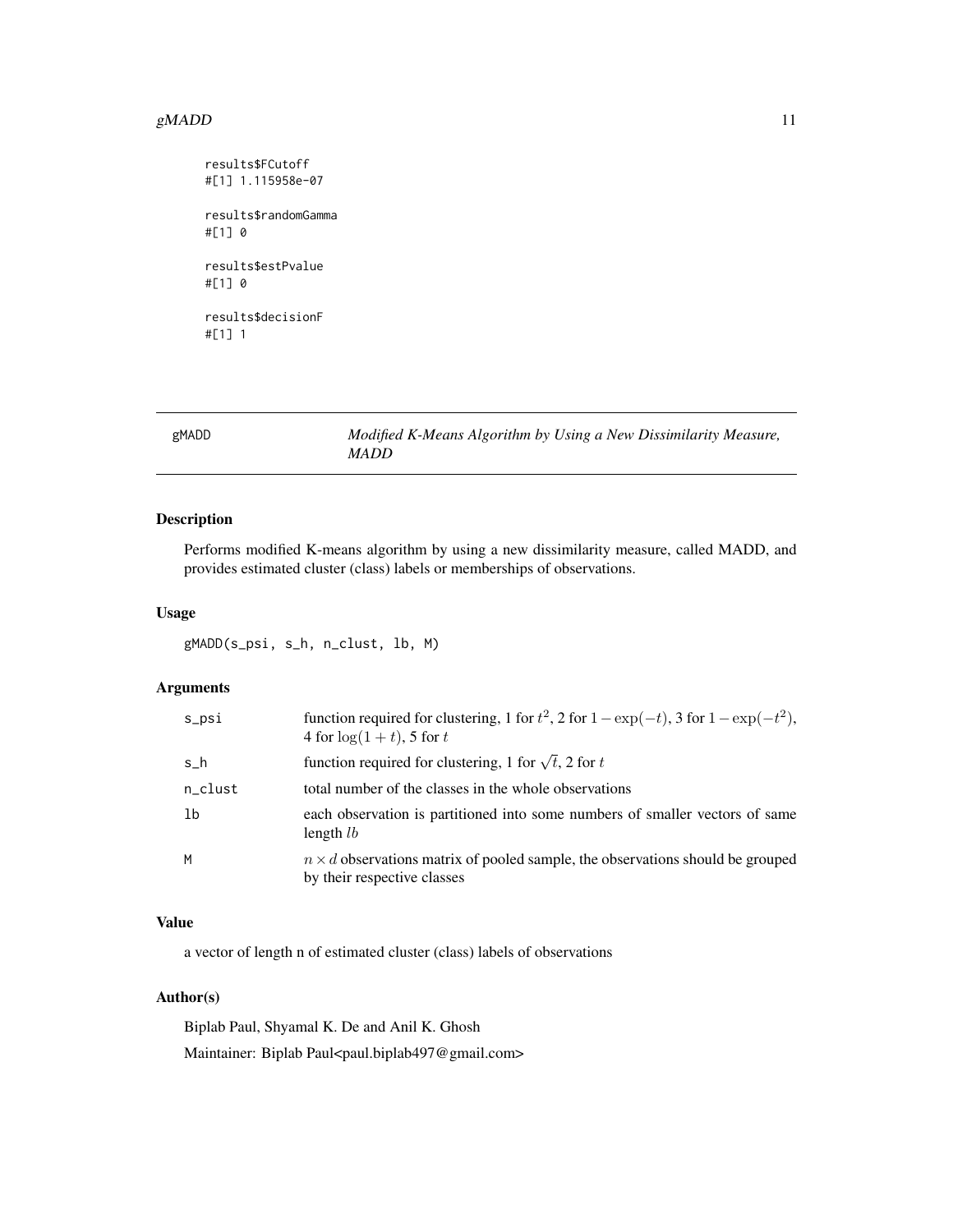```
results$FCutoff
#[1] 1.115958e-07

results$randomGamma
#[1] 0

results$estPvalue
#[1] 0

results$decisionF
#[1] 1
```

## gMADD — *Modified K-Means Algorithm by Using a New Dissimilarity Measure, MADD*

### Description

Performs modified K-means algorithm by using a new dissimilarity measure, called MADD, and provides estimated cluster (class) labels or memberships of observations.

### Usage

```
gMADD(s_psi, s_h, n_clust, lb, M)
```

### Arguments

| | |
|---|---|
| s_psi | function required for clustering, 1 for $t^2$, 2 for $1-\exp(-t)$, 3 for $1-\exp(-t^2)$, 4 for $\log(1+t)$, 5 for $t$ |
| s_h | function required for clustering, 1 for $\sqrt{t}$, 2 for $t$ |
| n_clust | total number of the classes in the whole observations |
| lb | each observation is partitioned into some numbers of smaller vectors of same length $lb$ |
| M | $n \times d$ observations matrix of pooled sample, the observations should be grouped by their respective classes |

### Value

a vector of length n of estimated cluster (class) labels of observations

### Author(s)

Biplab Paul, Shyamal K. De and Anil K. Ghosh

Maintainer: Biplab Paul<paul.biplab497@gmail.com>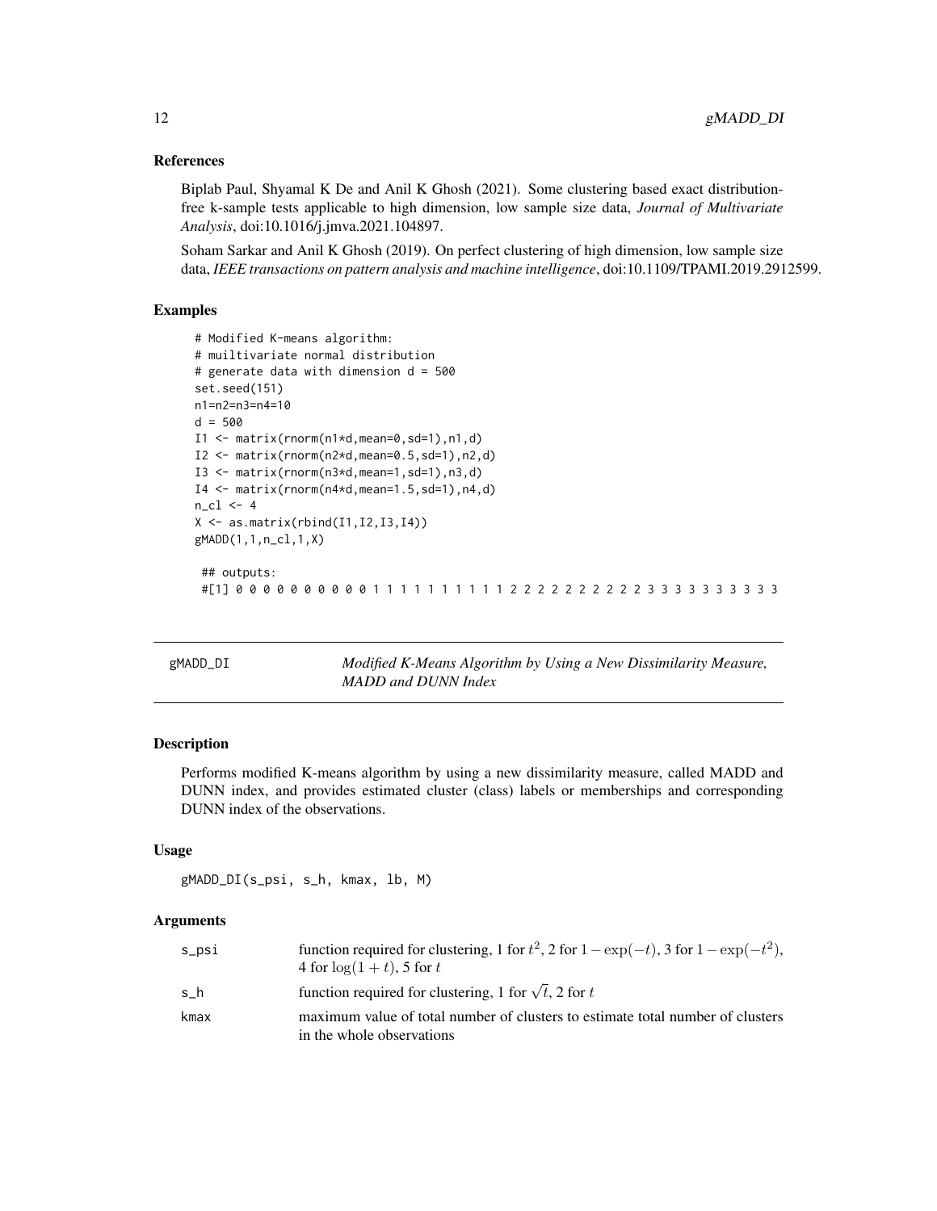### References

Biplab Paul, Shyamal K De and Anil K Ghosh (2021). Some clustering based exact distribution-free k-sample tests applicable to high dimension, low sample size data, *Journal of Multivariate Analysis*, doi:10.1016/j.jmva.2021.104897.

Soham Sarkar and Anil K Ghosh (2019). On perfect clustering of high dimension, low sample size data, *IEEE transactions on pattern analysis and machine intelligence*, doi:10.1109/TPAMI.2019.2912599.

### Examples

```
# Modified K-means algorithm:
# muiltivariate normal distribution
# generate data with dimension d = 500
set.seed(151)
n1=n2=n3=n4=10
d = 500
I1 <- matrix(rnorm(n1*d,mean=0,sd=1),n1,d)
I2 <- matrix(rnorm(n2*d,mean=0.5,sd=1),n2,d)
I3 <- matrix(rnorm(n3*d,mean=1,sd=1),n3,d)
I4 <- matrix(rnorm(n4*d,mean=1.5,sd=1),n4,d)
n_cl <- 4
X <- as.matrix(rbind(I1,I2,I3,I4))
gMADD(1,1,n_cl,1,X)

 ## outputs:
 #[1] 0 0 0 0 0 0 0 0 0 0 1 1 1 1 1 1 1 1 1 1 2 2 2 2 2 2 2 2 2 2 3 3 3 3 3 3 3 3 3 3
```

---

## gMADD_DI — *Modified K-Means Algorithm by Using a New Dissimilarity Measure, MADD and DUNN Index*

### Description

Performs modified K-means algorithm by using a new dissimilarity measure, called MADD and DUNN index, and provides estimated cluster (class) labels or memberships and corresponding DUNN index of the observations.

### Usage

```
gMADD_DI(s_psi, s_h, kmax, lb, M)
```

### Arguments

| | |
|---|---|
| s_psi | function required for clustering, 1 for $t^2$, 2 for $1-\exp(-t)$, 3 for $1-\exp(-t^2)$, 4 for $\log(1+t)$, 5 for $t$ |
| s_h | function required for clustering, 1 for $\sqrt{t}$, 2 for $t$ |
| kmax | maximum value of total number of clusters to estimate total number of clusters in the whole observations |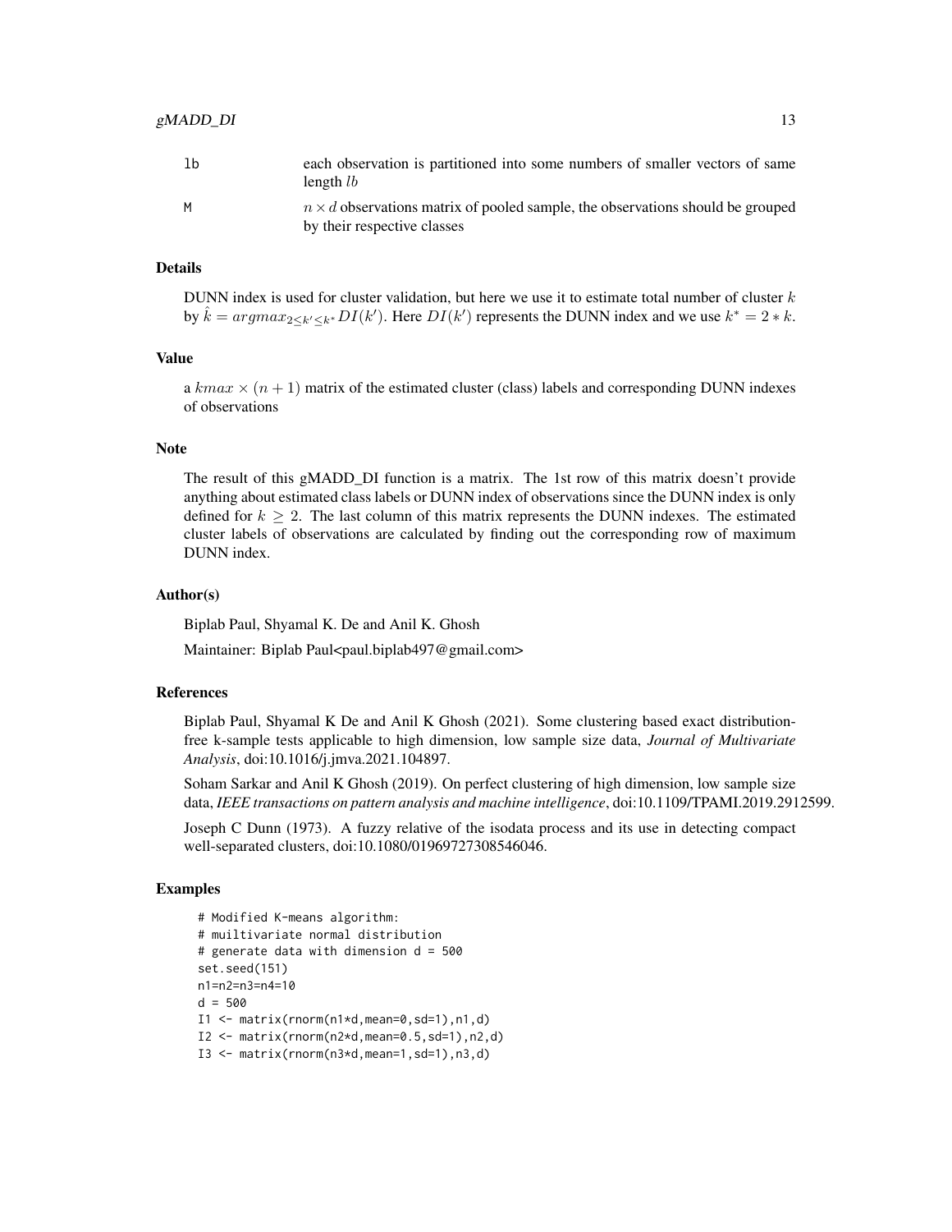| | |
|---|---|
| lb | each observation is partitioned into some numbers of smaller vectors of same length $lb$ |
| M | $n \times d$ observations matrix of pooled sample, the observations should be grouped by their respective classes |

### Details

DUNN index is used for cluster validation, but here we use it to estimate total number of cluster $k$ by $\hat{k} = argmax_{2 \leq k' \leq k^*} DI(k')$. Here $DI(k')$ represents the DUNN index and we use $k^* = 2 * k$.

### Value

a $kmax \times (n+1)$ matrix of the estimated cluster (class) labels and corresponding DUNN indexes of observations

### Note

The result of this gMADD_DI function is a matrix. The 1st row of this matrix doesn't provide anything about estimated class labels or DUNN index of observations since the DUNN index is only defined for $k \geq 2$. The last column of this matrix represents the DUNN indexes. The estimated cluster labels of observations are calculated by finding out the corresponding row of maximum DUNN index.

### Author(s)

Biplab Paul, Shyamal K. De and Anil K. Ghosh

Maintainer: Biplab Paul<paul.biplab497@gmail.com>

### References

Biplab Paul, Shyamal K De and Anil K Ghosh (2021). Some clustering based exact distribution-free k-sample tests applicable to high dimension, low sample size data, *Journal of Multivariate Analysis*, doi:10.1016/j.jmva.2021.104897.

Soham Sarkar and Anil K Ghosh (2019). On perfect clustering of high dimension, low sample size data, *IEEE transactions on pattern analysis and machine intelligence*, doi:10.1109/TPAMI.2019.2912599.

Joseph C Dunn (1973). A fuzzy relative of the isodata process and its use in detecting compact well-separated clusters, doi:10.1080/01969727308546046.

### Examples

```
# Modified K-means algorithm:
# muiltivariate normal distribution
# generate data with dimension d = 500
set.seed(151)
n1=n2=n3=n4=10
d = 500
I1 <- matrix(rnorm(n1*d,mean=0,sd=1),n1,d)
I2 <- matrix(rnorm(n2*d,mean=0.5,sd=1),n2,d)
I3 <- matrix(rnorm(n3*d,mean=1,sd=1),n3,d)
```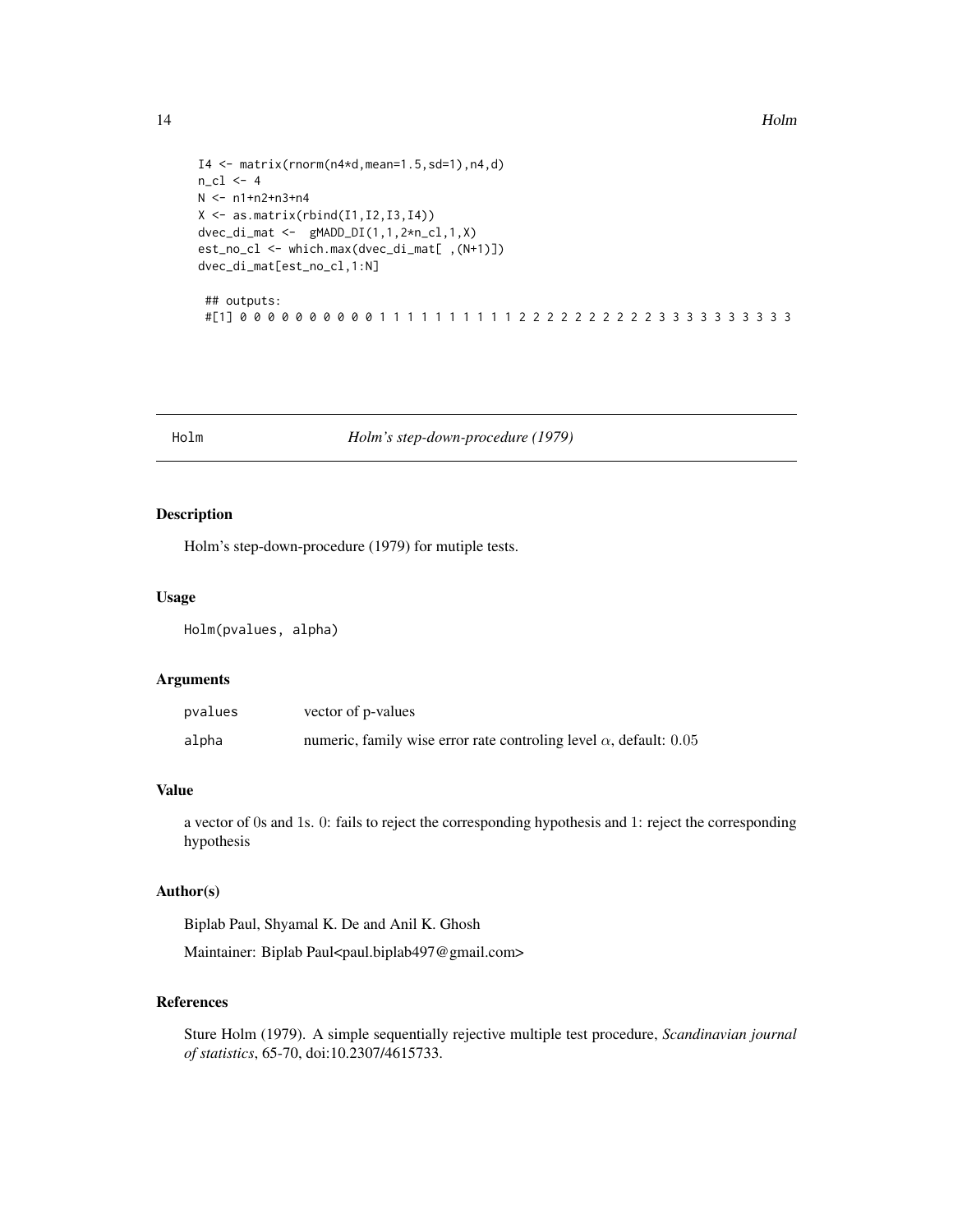```
I4 <- matrix(rnorm(n4*d,mean=1.5,sd=1),n4,d)
n_cl <- 4
N <- n1+n2+n3+n4
X <- as.matrix(rbind(I1,I2,I3,I4))
dvec_di_mat <-  gMADD_DI(1,1,2*n_cl,1,X)
est_no_cl <- which.max(dvec_di_mat[ ,(N+1)])
dvec_di_mat[est_no_cl,1:N]

 ## outputs:
 #[1] 0 0 0 0 0 0 0 0 0 0 1 1 1 1 1 1 1 1 1 1 2 2 2 2 2 2 2 2 2 2 2 2 3 3 3 3 3 3 3 3 3 3
```

## Holm — *Holm's step-down-procedure (1979)*

### Description

Holm's step-down-procedure (1979) for mutiple tests.

### Usage

```
Holm(pvalues, alpha)
```

### Arguments

| | |
|---|---|
| pvalues | vector of p-values |
| alpha | numeric, family wise error rate controling level $\alpha$, default: $0.05$ |

### Value

a vector of 0s and 1s. 0: fails to reject the corresponding hypothesis and 1: reject the corresponding hypothesis

### Author(s)

Biplab Paul, Shyamal K. De and Anil K. Ghosh

Maintainer: Biplab Paul<paul.biplab497@gmail.com>

### References

Sture Holm (1979). A simple sequentially rejective multiple test procedure, *Scandinavian journal of statistics*, 65-70, doi:10.2307/4615733.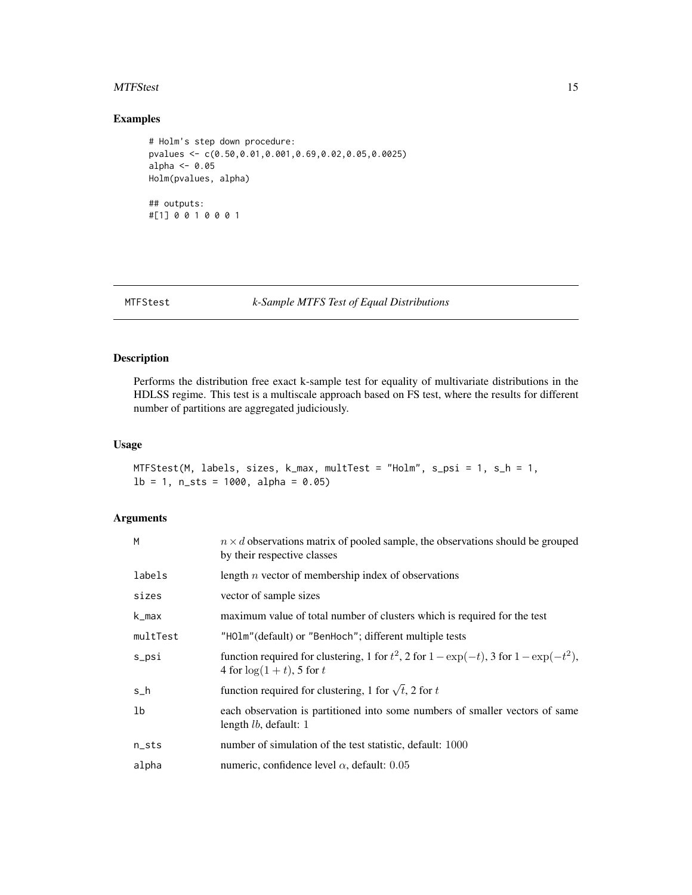## Examples

```
# Holm's step down procedure:
pvalues <- c(0.50,0.01,0.001,0.69,0.02,0.05,0.0025)
alpha <- 0.05
Holm(pvalues, alpha)

## outputs:
#[1] 0 0 1 0 0 0 1
```

---

# MTFStest *k-Sample MTFS Test of Equal Distributions*

---

## Description

Performs the distribution free exact k-sample test for equality of multivariate distributions in the HDLSS regime. This test is a multiscale approach based on FS test, where the results for different number of partitions are aggregated judiciously.

## Usage

```
MTFStest(M, labels, sizes, k_max, multTest = "Holm", s_psi = 1, s_h = 1,
lb = 1, n_sts = 1000, alpha = 0.05)
```

## Arguments

| | |
|---|---|
| M | $n \times d$ observations matrix of pooled sample, the observations should be grouped by their respective classes |
| labels | length $n$ vector of membership index of observations |
| sizes | vector of sample sizes |
| k_max | maximum value of total number of clusters which is required for the test |
| multTest | "HOlm"(default) or "BenHoch"; different multiple tests |
| s_psi | function required for clustering, 1 for $t^2$, 2 for $1 - \exp(-t)$, 3 for $1 - \exp(-t^2)$, 4 for $\log(1 + t)$, 5 for $t$ |
| s_h | function required for clustering, 1 for $\sqrt{t}$, 2 for $t$ |
| lb | each observation is partitioned into some numbers of smaller vectors of same length $lb$, default: 1 |
| n_sts | number of simulation of the test statistic, default: $1000$ |
| alpha | numeric, confidence level $\alpha$, default: $0.05$ |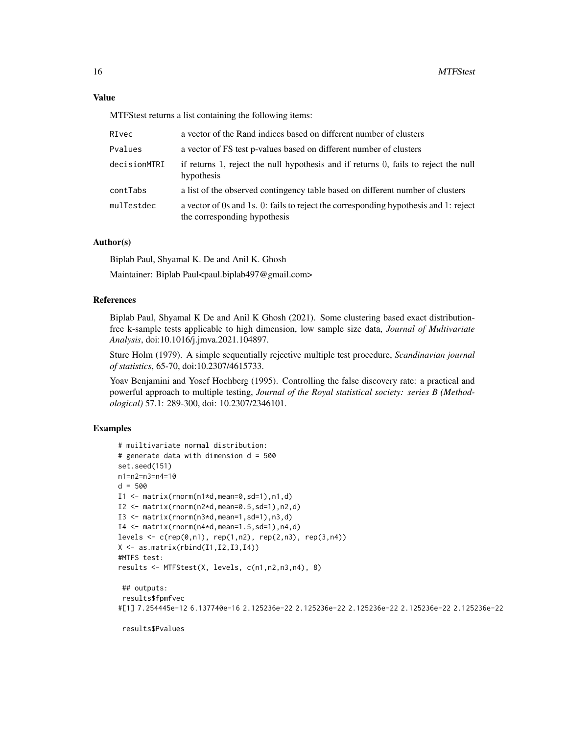### Value

MTFStest returns a list containing the following items:

| | |
|---|---|
| RIvec | a vector of the Rand indices based on different number of clusters |
| Pvalues | a vector of FS test p-values based on different number of clusters |
| decisionMTRI | if returns 1, reject the null hypothesis and if returns 0, fails to reject the null hypothesis |
| contTabs | a list of the observed contingency table based on different number of clusters |
| mulTestdec | a vector of 0s and 1s. 0: fails to reject the corresponding hypothesis and 1: reject the corresponding hypothesis |

### Author(s)

Biplab Paul, Shyamal K. De and Anil K. Ghosh

Maintainer: Biplab Paul<paul.biplab497@gmail.com>

### References

Biplab Paul, Shyamal K De and Anil K Ghosh (2021). Some clustering based exact distribution-free k-sample tests applicable to high dimension, low sample size data, *Journal of Multivariate Analysis*, doi:10.1016/j.jmva.2021.104897.

Sture Holm (1979). A simple sequentially rejective multiple test procedure, *Scandinavian journal of statistics*, 65-70, doi:10.2307/4615733.

Yoav Benjamini and Yosef Hochberg (1995). Controlling the false discovery rate: a practical and powerful approach to multiple testing, *Journal of the Royal statistical society: series B (Methodological)* 57.1: 289-300, doi: 10.2307/2346101.

### Examples

```
# muiltivariate normal distribution:
# generate data with dimension d = 500
set.seed(151)
n1=n2=n3=n4=10
d = 500
I1 <- matrix(rnorm(n1*d,mean=0,sd=1),n1,d)
I2 <- matrix(rnorm(n2*d,mean=0.5,sd=1),n2,d)
I3 <- matrix(rnorm(n3*d,mean=1,sd=1),n3,d)
I4 <- matrix(rnorm(n4*d,mean=1.5,sd=1),n4,d)
levels <- c(rep(0,n1), rep(1,n2), rep(2,n3), rep(3,n4))
X <- as.matrix(rbind(I1,I2,I3,I4))
#MTFS test:
results <- MTFStest(X, levels, c(n1,n2,n3,n4), 8)

 ## outputs:
 results$fpmfvec
#[1] 7.254445e-12 6.137740e-16 2.125236e-22 2.125236e-22 2.125236e-22 2.125236e-22 2.125236e-22

 results$Pvalues
```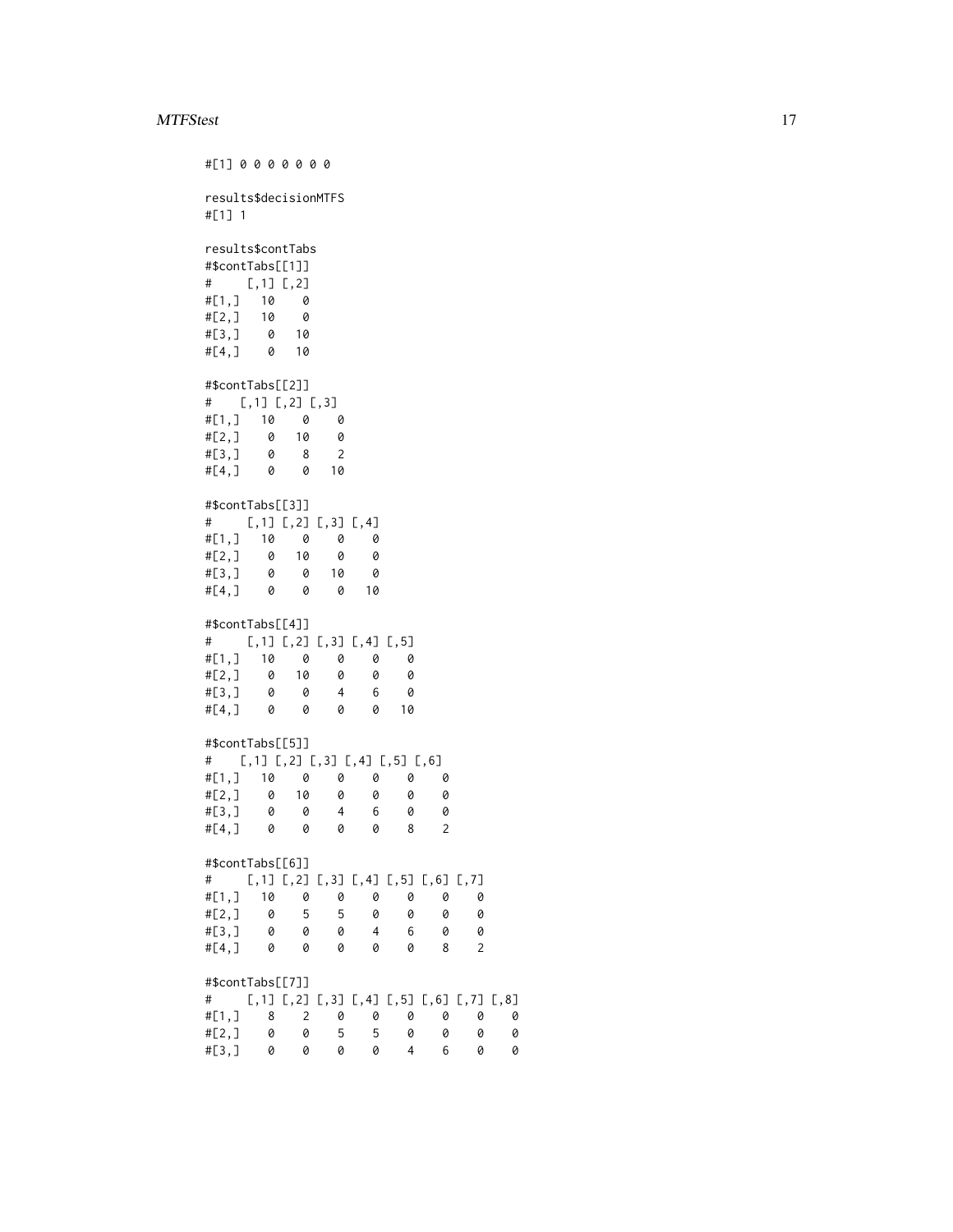```
#[1] 0 0 0 0 0 0 0

results$decisionMTFS
#[1] 1

results$contTabs
#$contTabs[[1]]
#     [,1] [,2]
#[1,]   10    0
#[2,]   10    0
#[3,]    0   10
#[4,]    0   10

#$contTabs[[2]]
#    [,1] [,2] [,3]
#[1,]   10    0    0
#[2,]    0   10    0
#[3,]    0    8    2
#[4,]    0    0   10

#$contTabs[[3]]
#     [,1] [,2] [,3] [,4]
#[1,]   10    0    0    0
#[2,]    0   10    0    0
#[3,]    0    0   10    0
#[4,]    0    0    0   10

#$contTabs[[4]]
#     [,1] [,2] [,3] [,4] [,5]
#[1,]   10    0    0    0    0
#[2,]    0   10    0    0    0
#[3,]    0    0    4    6    0
#[4,]    0    0    0    0   10

#$contTabs[[5]]
#    [,1] [,2] [,3] [,4] [,5] [,6]
#[1,]   10    0    0    0    0    0
#[2,]    0   10    0    0    0    0
#[3,]    0    0    4    6    0    0
#[4,]    0    0    0    0    8    2

#$contTabs[[6]]
#     [,1] [,2] [,3] [,4] [,5] [,6] [,7]
#[1,]   10    0    0    0    0    0    0
#[2,]    0    5    5    0    0    0    0
#[3,]    0    0    0    4    6    0    0
#[4,]    0    0    0    0    0    8    2

#$contTabs[[7]]
#     [,1] [,2] [,3] [,4] [,5] [,6] [,7] [,8]
#[1,]    8    2    0    0    0    0    0    0
#[2,]    0    0    5    5    0    0    0    0
#[3,]    0    0    0    0    4    6    0    0
```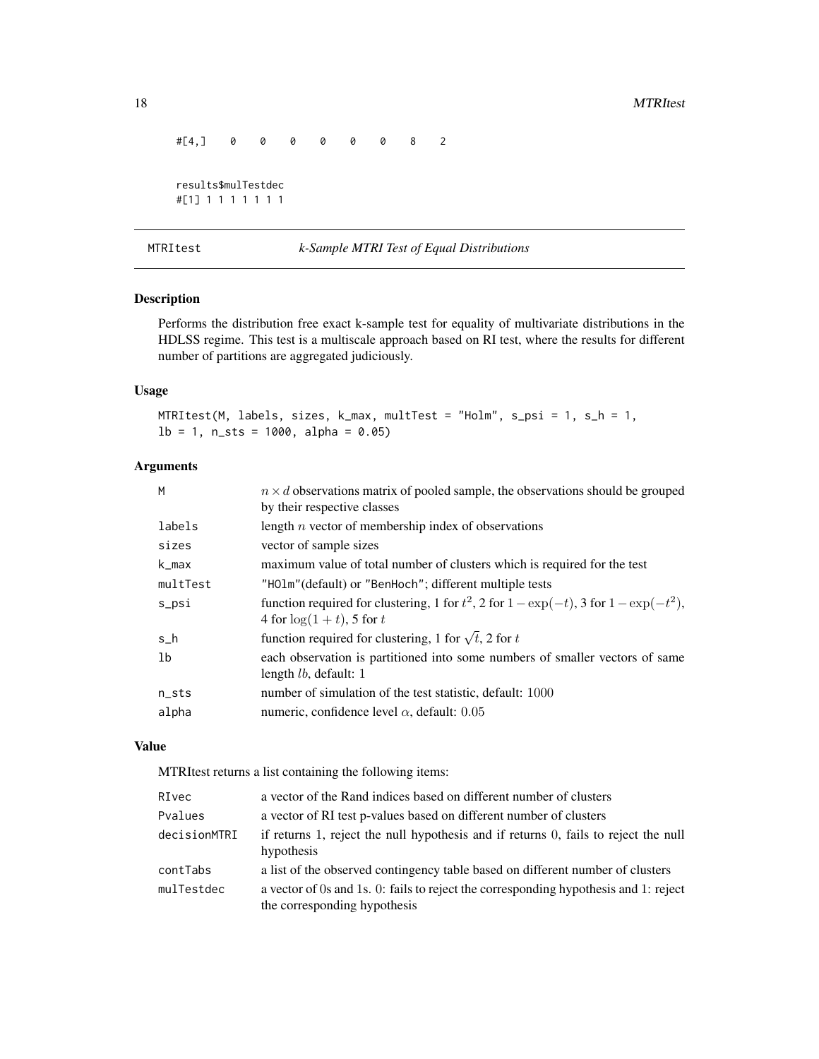```
#[4,]    0    0    0    0    0    0    8    2

results$mulTestdec
#[1] 1 1 1 1 1 1 1
```

## MTRItest — *k-Sample MTRI Test of Equal Distributions*

### Description

Performs the distribution free exact k-sample test for equality of multivariate distributions in the HDLSS regime. This test is a multiscale approach based on RI test, where the results for different number of partitions are aggregated judiciously.

### Usage

```
MTRItest(M, labels, sizes, k_max, multTest = "Holm", s_psi = 1, s_h = 1,
lb = 1, n_sts = 1000, alpha = 0.05)
```

### Arguments

| | |
|---|---|
| M | $n \times d$ observations matrix of pooled sample, the observations should be grouped by their respective classes |
| labels | length $n$ vector of membership index of observations |
| sizes | vector of sample sizes |
| k_max | maximum value of total number of clusters which is required for the test |
| multTest | "HOlm"(default) or "BenHoch"; different multiple tests |
| s_psi | function required for clustering, 1 for $t^2$, 2 for $1-\exp(-t)$, 3 for $1-\exp(-t^2)$, 4 for $\log(1+t)$, 5 for $t$ |
| s_h | function required for clustering, 1 for $\sqrt{t}$, 2 for $t$ |
| lb | each observation is partitioned into some numbers of smaller vectors of same length $lb$, default: 1 |
| n_sts | number of simulation of the test statistic, default: 1000 |
| alpha | numeric, confidence level $\alpha$, default: 0.05 |

### Value

MTRItest returns a list containing the following items:

| | |
|---|---|
| RIvec | a vector of the Rand indices based on different number of clusters |
| Pvalues | a vector of RI test p-values based on different number of clusters |
| decisionMTRI | if returns 1, reject the null hypothesis and if returns 0, fails to reject the null hypothesis |
| contTabs | a list of the observed contingency table based on different number of clusters |
| mulTestdec | a vector of 0s and 1s. 0: fails to reject the corresponding hypothesis and 1: reject the corresponding hypothesis |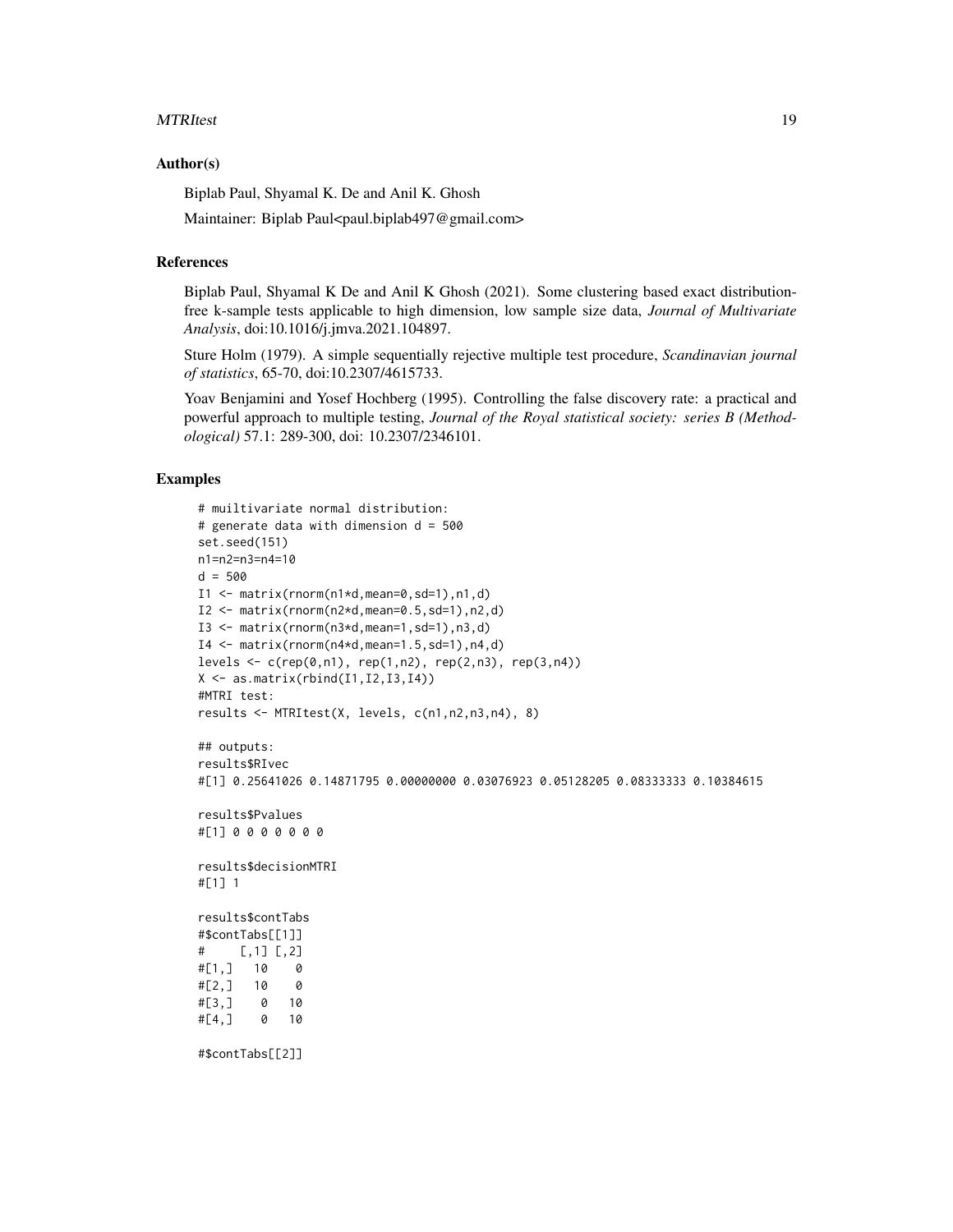### Author(s)

Biplab Paul, Shyamal K. De and Anil K. Ghosh

Maintainer: Biplab Paul<paul.biplab497@gmail.com>

### References

Biplab Paul, Shyamal K De and Anil K Ghosh (2021). Some clustering based exact distribution-free k-sample tests applicable to high dimension, low sample size data, *Journal of Multivariate Analysis*, doi:10.1016/j.jmva.2021.104897.

Sture Holm (1979). A simple sequentially rejective multiple test procedure, *Scandinavian journal of statistics*, 65-70, doi:10.2307/4615733.

Yoav Benjamini and Yosef Hochberg (1995). Controlling the false discovery rate: a practical and powerful approach to multiple testing, *Journal of the Royal statistical society: series B (Methodological)* 57.1: 289-300, doi: 10.2307/2346101.

### Examples

```
# muiltivariate normal distribution:
# generate data with dimension d = 500
set.seed(151)
n1=n2=n3=n4=10
d = 500
I1 <- matrix(rnorm(n1*d,mean=0,sd=1),n1,d)
I2 <- matrix(rnorm(n2*d,mean=0.5,sd=1),n2,d)
I3 <- matrix(rnorm(n3*d,mean=1,sd=1),n3,d)
I4 <- matrix(rnorm(n4*d,mean=1.5,sd=1),n4,d)
levels <- c(rep(0,n1), rep(1,n2), rep(2,n3), rep(3,n4))
X <- as.matrix(rbind(I1,I2,I3,I4))
#MTRI test:
results <- MTRItest(X, levels, c(n1,n2,n3,n4), 8)

## outputs:
results$RIvec
#[1] 0.25641026 0.14871795 0.00000000 0.03076923 0.05128205 0.08333333 0.10384615

results$Pvalues
#[1] 0 0 0 0 0 0 0

results$decisionMTRI
#[1] 1

results$contTabs
#$contTabs[[1]]
#     [,1] [,2]
#[1,]   10    0
#[2,]   10    0
#[3,]    0   10
#[4,]    0   10

#$contTabs[[2]]
```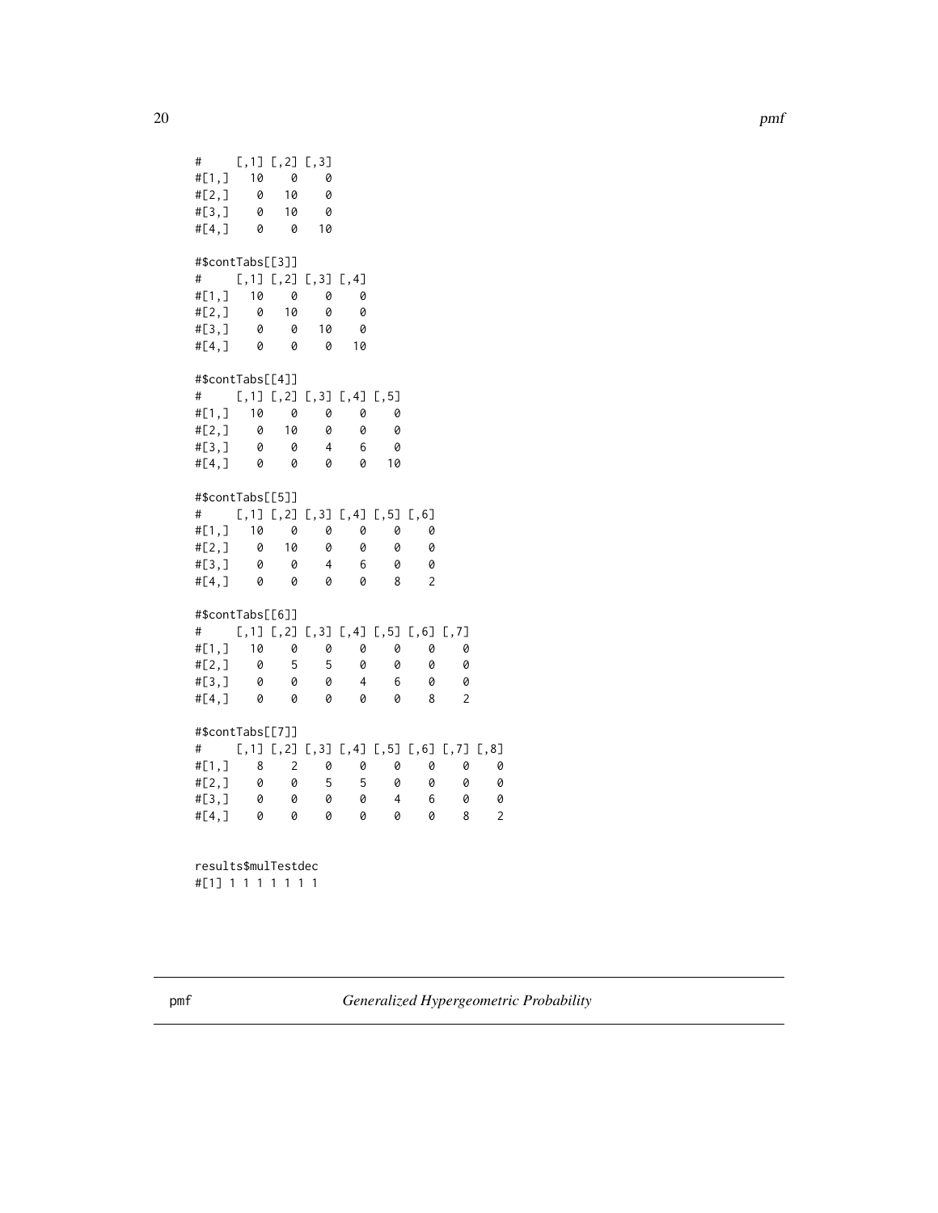```
#      [,1] [,2] [,3]
#[1,]   10    0    0
#[2,]    0   10    0
#[3,]    0   10    0
#[4,]    0    0   10

#$contTabs[[3]]
#      [,1] [,2] [,3] [,4]
#[1,]   10    0    0    0
#[2,]    0   10    0    0
#[3,]    0    0   10    0
#[4,]    0    0    0   10

#$contTabs[[4]]
#      [,1] [,2] [,3] [,4] [,5]
#[1,]   10    0    0    0    0
#[2,]    0   10    0    0    0
#[3,]    0    0    4    6    0
#[4,]    0    0    0    0   10

#$contTabs[[5]]
#      [,1] [,2] [,3] [,4] [,5] [,6]
#[1,]   10    0    0    0    0    0
#[2,]    0   10    0    0    0    0
#[3,]    0    0    4    6    0    0
#[4,]    0    0    0    0    8    2

#$contTabs[[6]]
#      [,1] [,2] [,3] [,4] [,5] [,6] [,7]
#[1,]   10    0    0    0    0    0    0
#[2,]    0    5    5    0    0    0    0
#[3,]    0    0    0    4    6    0    0
#[4,]    0    0    0    0    0    8    2

#$contTabs[[7]]
#      [,1] [,2] [,3] [,4] [,5] [,6] [,7] [,8]
#[1,]    8    2    0    0    0    0    0    0
#[2,]    0    0    5    5    0    0    0    0
#[3,]    0    0    0    0    4    6    0    0
#[4,]    0    0    0    0    0    0    8    2


results$mulTestdec
#[1] 1 1 1 1 1 1 1
```

## pmf — *Generalized Hypergeometric Probability*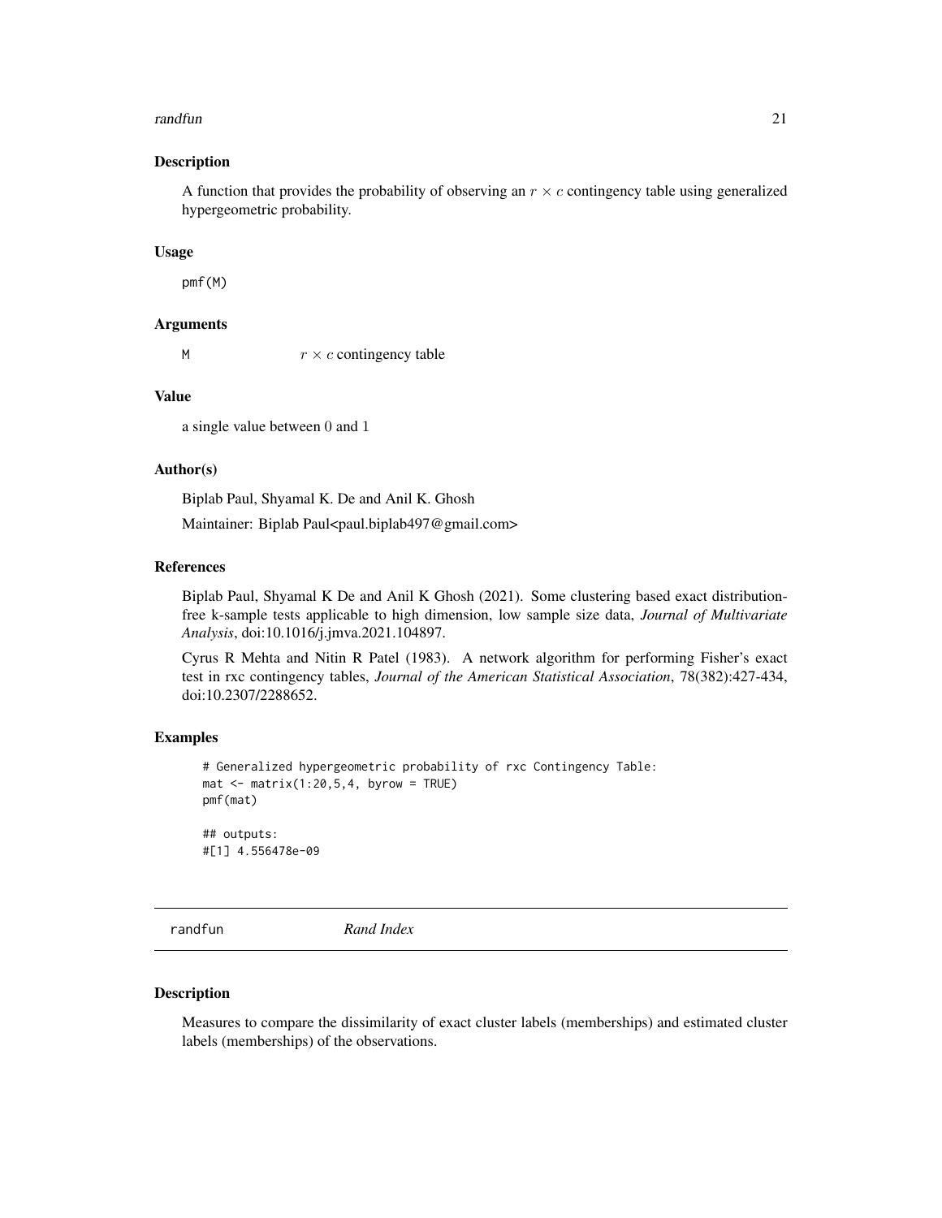## Description

A function that provides the probability of observing an $r \times c$ contingency table using generalized hypergeometric probability.

## Usage

```
pmf(M)
```

## Arguments

| | |
|---|---|
| M | $r \times c$ contingency table |

## Value

a single value between 0 and 1

## Author(s)

Biplab Paul, Shyamal K. De and Anil K. Ghosh

Maintainer: Biplab Paul<paul.biplab497@gmail.com>

## References

Biplab Paul, Shyamal K De and Anil K Ghosh (2021). Some clustering based exact distribution-free k-sample tests applicable to high dimension, low sample size data, *Journal of Multivariate Analysis*, doi:10.1016/j.jmva.2021.104897.

Cyrus R Mehta and Nitin R Patel (1983). A network algorithm for performing Fisher's exact test in rxc contingency tables, *Journal of the American Statistical Association*, 78(382):427-434, doi:10.2307/2288652.

## Examples

```
# Generalized hypergeometric probability of rxc Contingency Table:
mat <- matrix(1:20,5,4, byrow = TRUE)
pmf(mat)

## outputs:
#[1] 4.556478e-09
```

---

# randfun *Rand Index*

## Description

Measures to compare the dissimilarity of exact cluster labels (memberships) and estimated cluster labels (memberships) of the observations.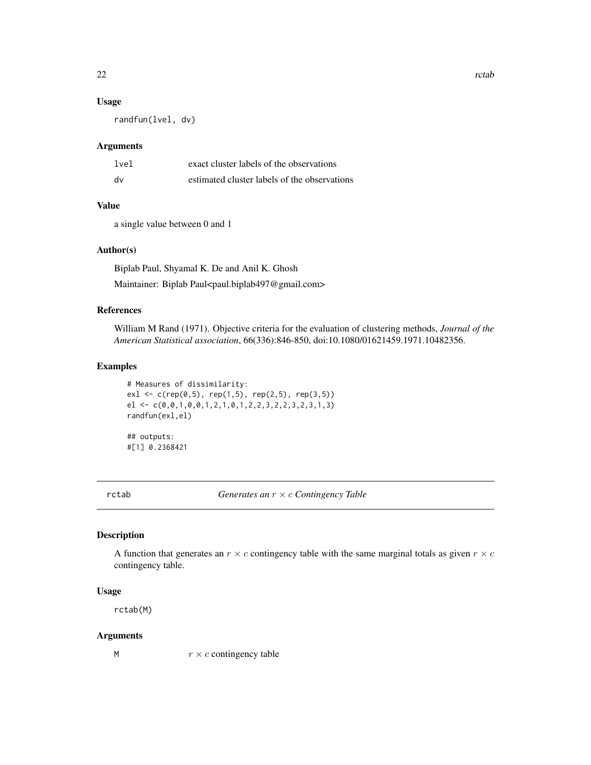### Usage

```
randfun(lvel, dv)
```

### Arguments

| | |
|---|---|
| lvel | exact cluster labels of the observations |
| dv | estimated cluster labels of the observations |

### Value

a single value between 0 and 1

### Author(s)

Biplab Paul, Shyamal K. De and Anil K. Ghosh

Maintainer: Biplab Paul<paul.biplab497@gmail.com>

### References

William M Rand (1971). Objective criteria for the evaluation of clustering methods, *Journal of the American Statistical association*, 66(336):846-850, doi:10.1080/01621459.1971.10482356.

### Examples

```
# Measures of dissimilarity:
exl <- c(rep(0,5), rep(1,5), rep(2,5), rep(3,5))
el <- c(0,0,1,0,0,1,2,1,0,1,2,2,3,2,2,3,2,3,1,3)
randfun(exl,el)

## outputs:
#[1] 0.2368421
```

---

## rctab — *Generates an $r \times c$ Contingency Table*

### Description

A function that generates an $r \times c$ contingency table with the same marginal totals as given $r \times c$ contingency table.

### Usage

```
rctab(M)
```

### Arguments

| | |
|---|---|
| M | $r \times c$ contingency table |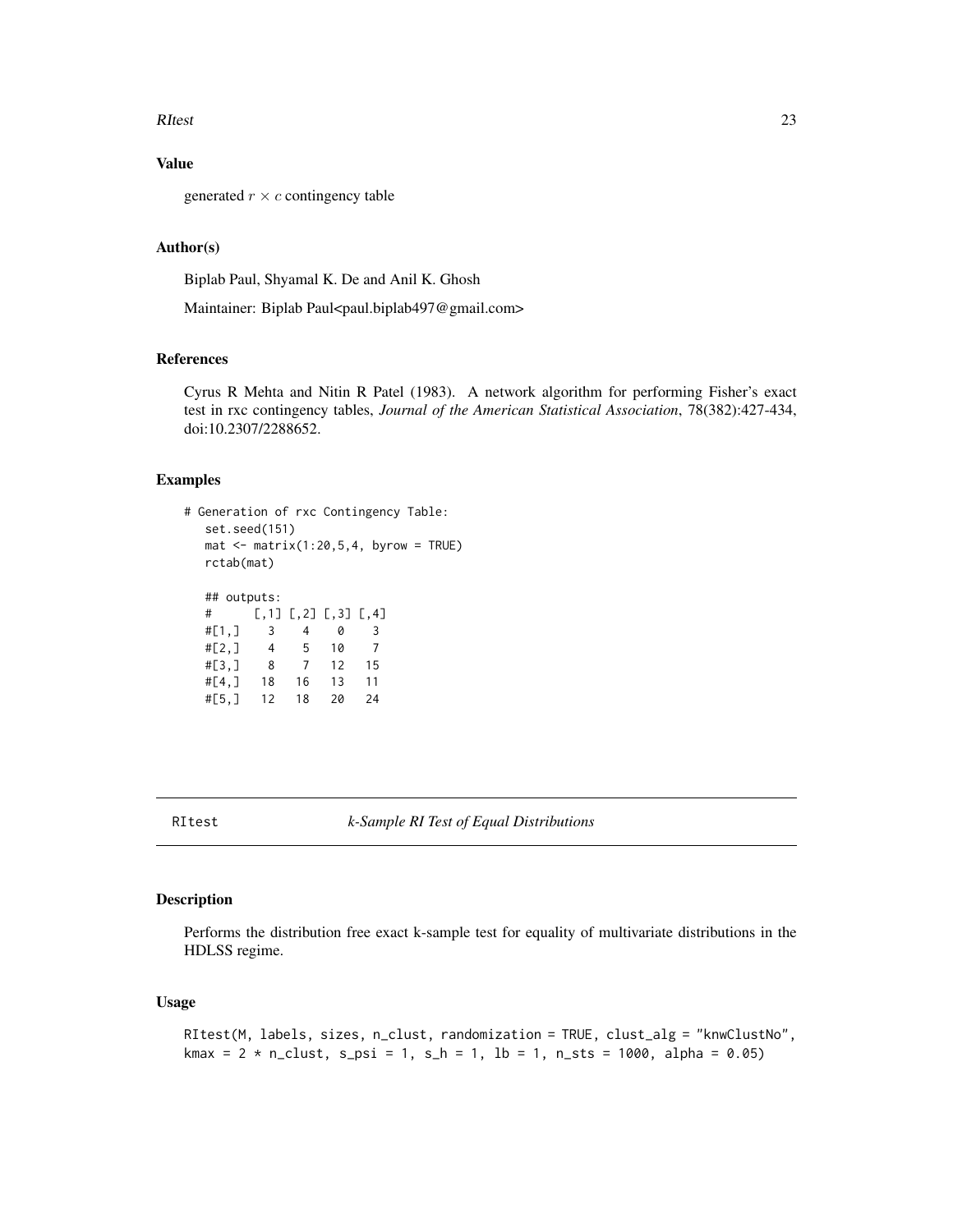## Value

generated $r \times c$ contingency table

## Author(s)

Biplab Paul, Shyamal K. De and Anil K. Ghosh

Maintainer: Biplab Paul<paul.biplab497@gmail.com>

## References

Cyrus R Mehta and Nitin R Patel (1983). A network algorithm for performing Fisher's exact test in rxc contingency tables, *Journal of the American Statistical Association*, 78(382):427-434, doi:10.2307/2288652.

## Examples

```
# Generation of rxc Contingency Table:
   set.seed(151)
   mat <- matrix(1:20,5,4, byrow = TRUE)
   rctab(mat)

   ## outputs:
   #      [,1] [,2] [,3] [,4]
   #[1,]    3    4    0    3
   #[2,]    4    5   10    7
   #[3,]    8    7   12   15
   #[4,]   18   16   13   11
   #[5,]   12   18   20   24
```

---

RItest *k-Sample RI Test of Equal Distributions*

---

## Description

Performs the distribution free exact k-sample test for equality of multivariate distributions in the HDLSS regime.

## Usage

```
RItest(M, labels, sizes, n_clust, randomization = TRUE, clust_alg = "knwClustNo",
kmax = 2 * n_clust, s_psi = 1, s_h = 1, lb = 1, n_sts = 1000, alpha = 0.05)
```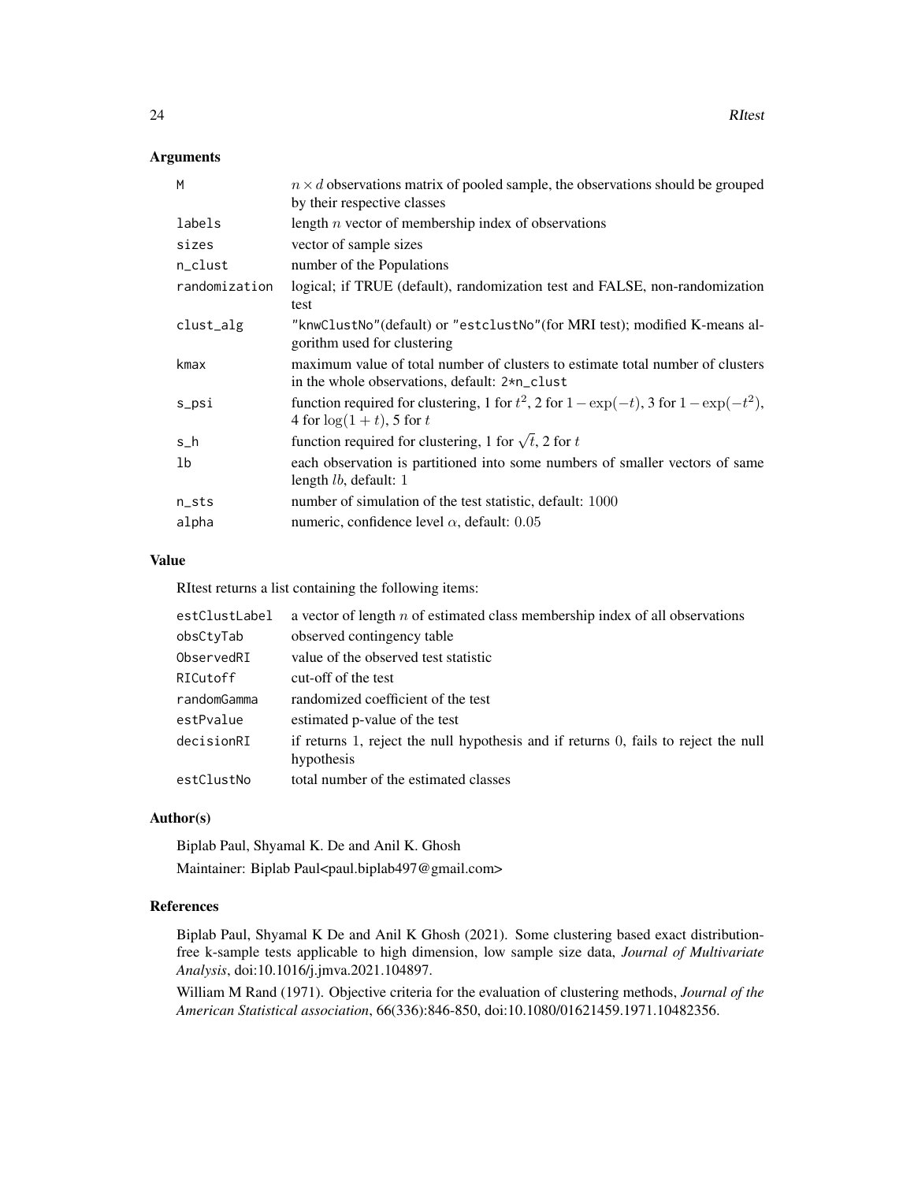## Arguments

| | |
|---|---|
| M | $n \times d$ observations matrix of pooled sample, the observations should be grouped by their respective classes |
| labels | length $n$ vector of membership index of observations |
| sizes | vector of sample sizes |
| n_clust | number of the Populations |
| randomization | logical; if TRUE (default), randomization test and FALSE, non-randomization test |
| clust_alg | "knwClustNo"(default) or "estclustNo"(for MRI test); modified K-means algorithm used for clustering |
| kmax | maximum value of total number of clusters to estimate total number of clusters in the whole observations, default: 2*n_clust |
| s_psi | function required for clustering, 1 for $t^2$, 2 for $1 - \exp(-t)$, 3 for $1 - \exp(-t^2)$, 4 for $\log(1+t)$, 5 for $t$ |
| s_h | function required for clustering, 1 for $\sqrt{t}$, 2 for $t$ |
| lb | each observation is partitioned into some numbers of smaller vectors of same length $lb$, default: 1 |
| n_sts | number of simulation of the test statistic, default: 1000 |
| alpha | numeric, confidence level $\alpha$, default: 0.05 |

## Value

RItest returns a list containing the following items:

| | |
|---|---|
| estClustLabel | a vector of length $n$ of estimated class membership index of all observations |
| obsCtyTab | observed contingency table |
| ObservedRI | value of the observed test statistic |
| RICutoff | cut-off of the test |
| randomGamma | randomized coefficient of the test |
| estPvalue | estimated p-value of the test |
| decisionRI | if returns 1, reject the null hypothesis and if returns 0, fails to reject the null hypothesis |
| estClustNo | total number of the estimated classes |

## Author(s)

Biplab Paul, Shyamal K. De and Anil K. Ghosh

Maintainer: Biplab Paul<paul.biplab497@gmail.com>

## References

Biplab Paul, Shyamal K De and Anil K Ghosh (2021). Some clustering based exact distribution-free k-sample tests applicable to high dimension, low sample size data, *Journal of Multivariate Analysis*, doi:10.1016/j.jmva.2021.104897.

William M Rand (1971). Objective criteria for the evaluation of clustering methods, *Journal of the American Statistical association*, 66(336):846-850, doi:10.1080/01621459.1971.10482356.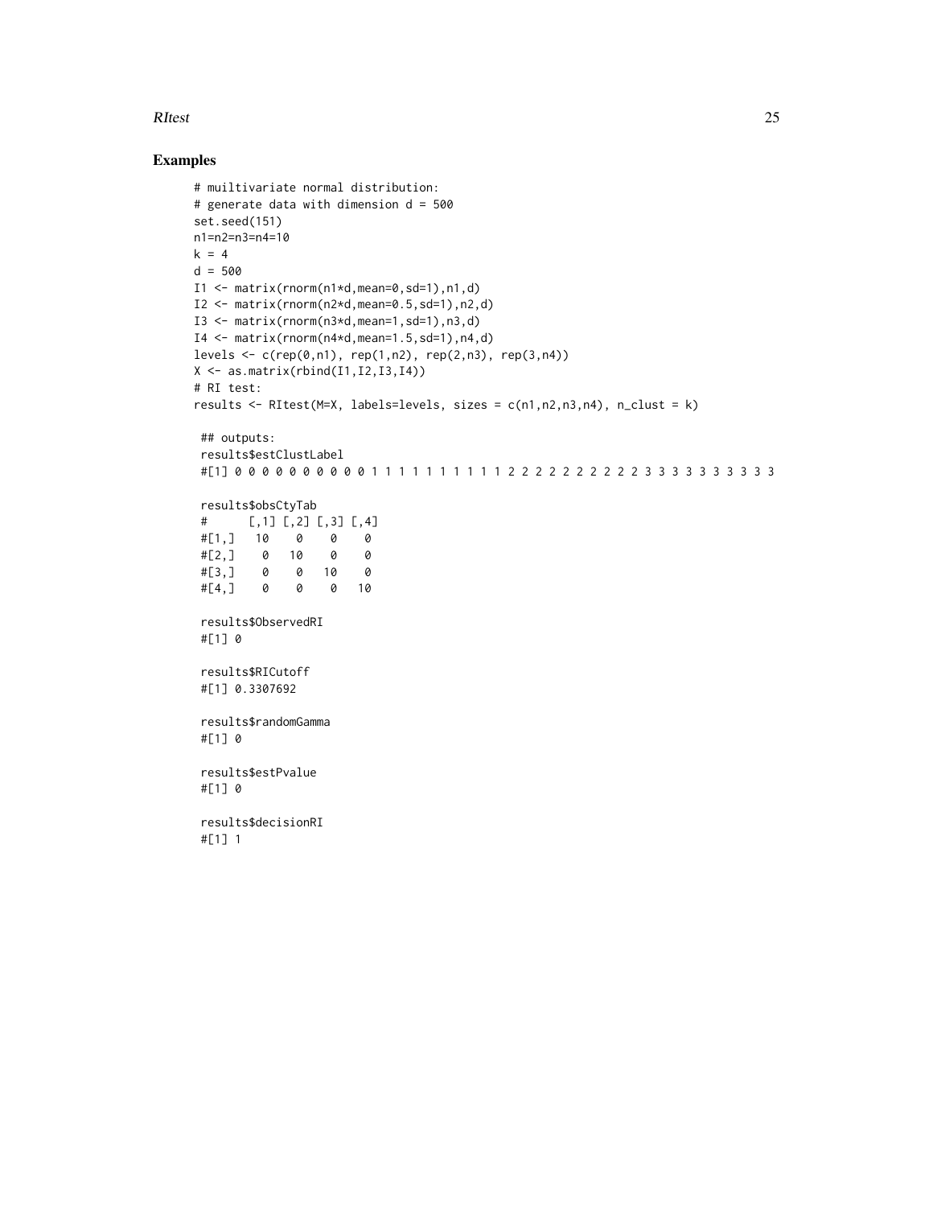## Examples

```
# muiltivariate normal distribution:
# generate data with dimension d = 500
set.seed(151)
n1=n2=n3=n4=10
k = 4
d = 500
I1 <- matrix(rnorm(n1*d,mean=0,sd=1),n1,d)
I2 <- matrix(rnorm(n2*d,mean=0.5,sd=1),n2,d)
I3 <- matrix(rnorm(n3*d,mean=1,sd=1),n3,d)
I4 <- matrix(rnorm(n4*d,mean=1.5,sd=1),n4,d)
levels <- c(rep(0,n1), rep(1,n2), rep(2,n3), rep(3,n4))
X <- as.matrix(rbind(I1,I2,I3,I4))
# RI test:
results <- RItest(M=X, labels=levels, sizes = c(n1,n2,n3,n4), n_clust = k)

 ## outputs:
 results$estClustLabel
 #[1] 0 0 0 0 0 0 0 0 0 0 1 1 1 1 1 1 1 1 1 1 2 2 2 2 2 2 2 2 2 2 3 3 3 3 3 3 3 3 3 3

 results$obsCtyTab
 #      [,1] [,2] [,3] [,4]
 #[1,]   10    0    0    0
 #[2,]    0   10    0    0
 #[3,]    0    0   10    0
 #[4,]    0    0    0   10

 results$ObservedRI
 #[1] 0

 results$RICutoff
 #[1] 0.3307692

 results$randomGamma
 #[1] 0

 results$estPvalue
 #[1] 0

 results$decisionRI
 #[1] 1
```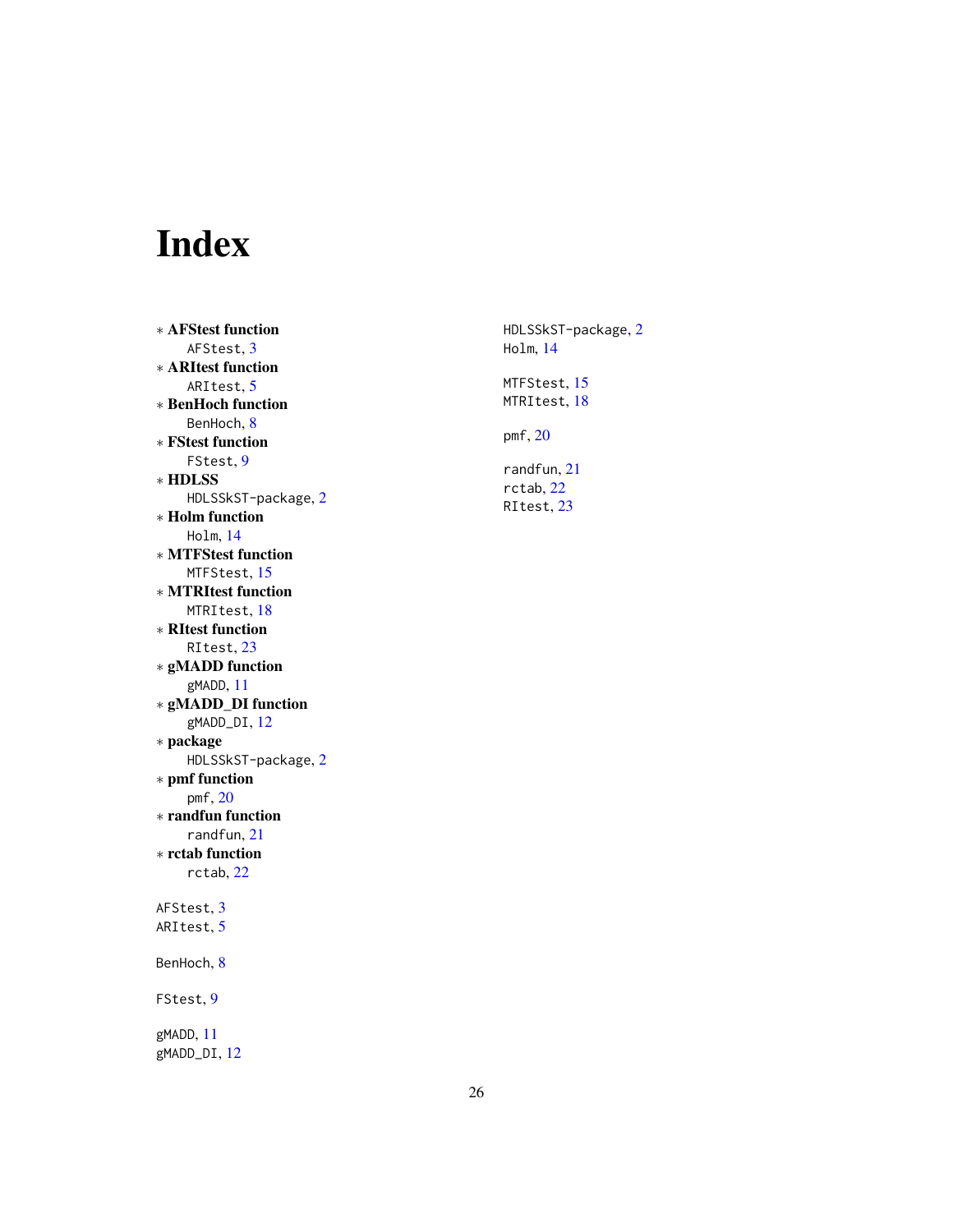# Index

∗ **AFStest function**
    AFStest, 3
∗ **ARItest function**
    ARItest, 5
∗ **BenHoch function**
    BenHoch, 8
∗ **FStest function**
    FStest, 9
∗ **HDLSS**
    HDLSSkST-package, 2
∗ **Holm function**
    Holm, 14
∗ **MTFStest function**
    MTFStest, 15
∗ **MTRItest function**
    MTRItest, 18
∗ **RItest function**
    RItest, 23
∗ **gMADD function**
    gMADD, 11
∗ **gMADD_DI function**
    gMADD_DI, 12
∗ **package**
    HDLSSkST-package, 2
∗ **pmf function**
    pmf, 20
∗ **randfun function**
    randfun, 21
∗ **rctab function**
    rctab, 22

AFStest, 3
ARItest, 5

BenHoch, 8

FStest, 9

gMADD, 11
gMADD_DI, 12

HDLSSkST-package, 2
Holm, 14

MTFStest, 15
MTRItest, 18

pmf, 20

randfun, 21
rctab, 22
RItest, 23